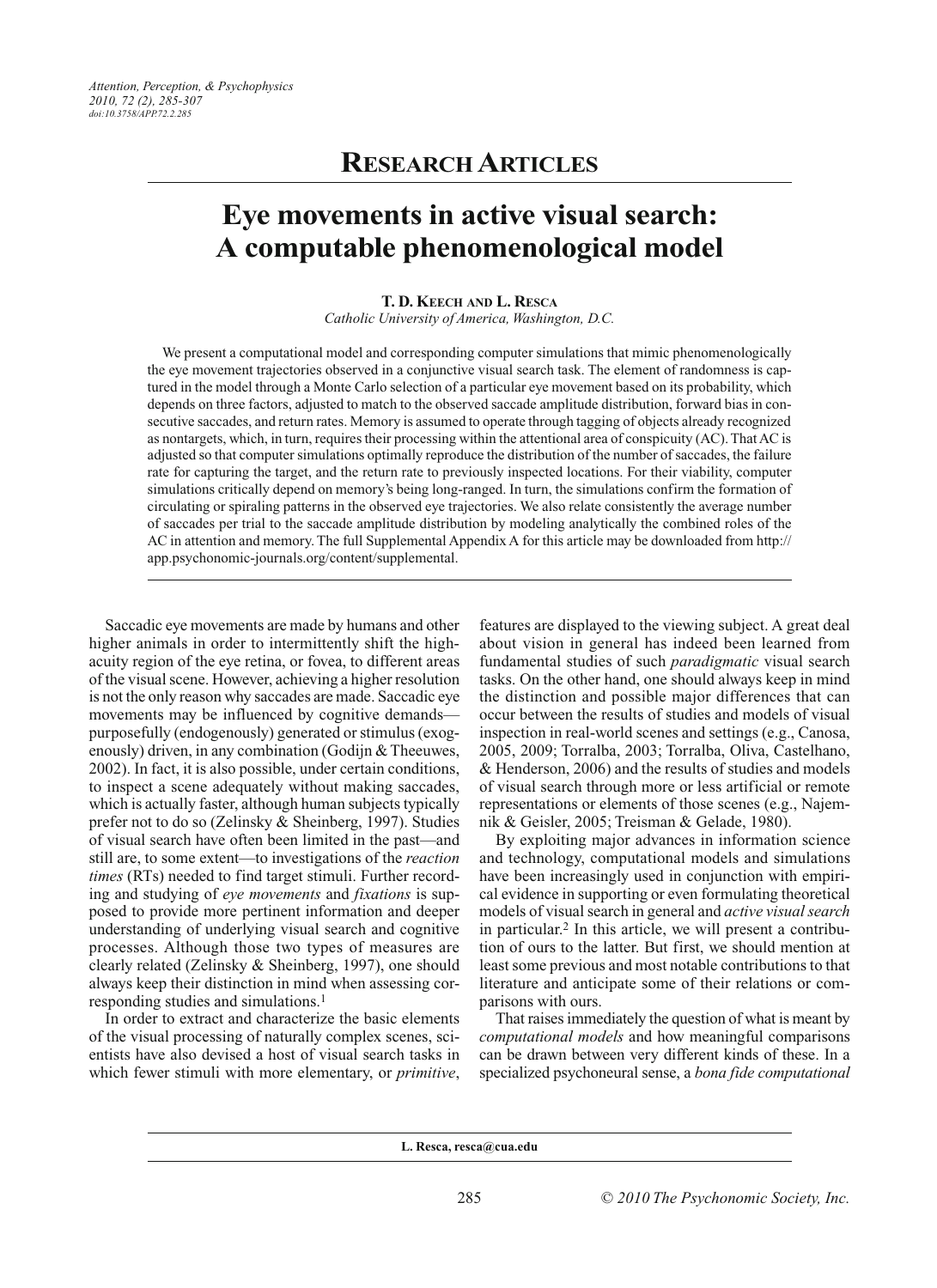## RESEARCH ARTICLES

# Eye movements in active visual search: A computable phenomenological model

**T. D. KEECH AND L. RESCA**

*Catholic University of America, Washington, D.C.*

We present a computational model and corresponding computer simulations that mimic phenomenologically the eye movement trajectories observed in a conjunctive visual search task. The element of randomness is captured in the model through a Monte Carlo selection of a particular eye movement based on its probability, which depends on three factors, adjusted to match to the observed saccade amplitude distribution, forward bias in consecutive saccades, and return rates. Memory is assumed to operate through tagging of objects already recognized as nontargets, which, in turn, requires their processing within the attentional area of conspicuity (AC). That AC is adjusted so that computer simulations optimally reproduce the distribution of the number of saccades, the failure rate for capturing the target, and the return rate to previously inspected locations. For their viability, computer simulations critically depend on memory's being long-ranged. In turn, the simulations confirm the formation of circulating or spiraling patterns in the observed eye trajectories. We also relate consistently the average number of saccades per trial to the saccade amplitude distribution by modeling analytically the combined roles of the AC in attention and memory. The full Supplemental Appendix A for this article may be downloaded from http://app.psychonomic-journals.org/content/supplemental.

Saccadic eye movements are made by humans and other higher animals in order to intermittently shift the high-acuity region of the eye retina, or fovea, to different areas of the visual scene. However, achieving a higher resolution is not the only reason why saccades are made. Saccadic eye movements may be influenced by cognitive demands—purposefully (endogenously) generated or stimulus (exogenously) driven, in any combination (Godijn & Theeuwes, 2002). In fact, it is also possible, under certain conditions, to inspect a scene adequately without making saccades, which is actually faster, although human subjects typically prefer not to do so (Zelinsky & Sheinberg, 1997). Studies of visual search have often been limited in the past—and still are, to some extent—to investigations of the *reaction times* (RTs) needed to find target stimuli. Further recording and studying of *eye movements* and *fixations* is supposed to provide more pertinent information and deeper understanding of underlying visual search and cognitive processes. Although those two types of measures are clearly related (Zelinsky & Sheinberg, 1997), one should always keep their distinction in mind when assessing corresponding studies and simulations.[1]

In order to extract and characterize the basic elements of the visual processing of naturally complex scenes, scientists have also devised a host of visual search tasks in which fewer stimuli with more elementary, or *primitive*, features are displayed to the viewing subject. A great deal about vision in general has indeed been learned from fundamental studies of such *paradigmatic* visual search tasks. On the other hand, one should always keep in mind the distinction and possible major differences that can occur between the results of studies and models of visual inspection in real-world scenes and settings (e.g., Canosa, 2005, 2009; Torralba, 2003; Torralba, Oliva, Castelhano, & Henderson, 2006) and the results of studies and models of visual search through more or less artificial or remote representations or elements of those scenes (e.g., Najemnik & Geisler, 2005; Treisman & Gelade, 1980).

By exploiting major advances in information science and technology, computational models and simulations have been increasingly used in conjunction with empirical evidence in supporting or even formulating theoretical models of visual search in general and *active visual search* in particular.[2] In this article, we will present a contribution of ours to the latter. But first, we should mention at least some previous and most notable contributions to that literature and anticipate some of their relations or comparisons with ours.

That raises immediately the question of what is meant by *computational models* and how meaningful comparisons can be drawn between very different kinds of these. In a specialized psychoneural sense, a *bona fide computational*

L. Resca, resca@cua.edu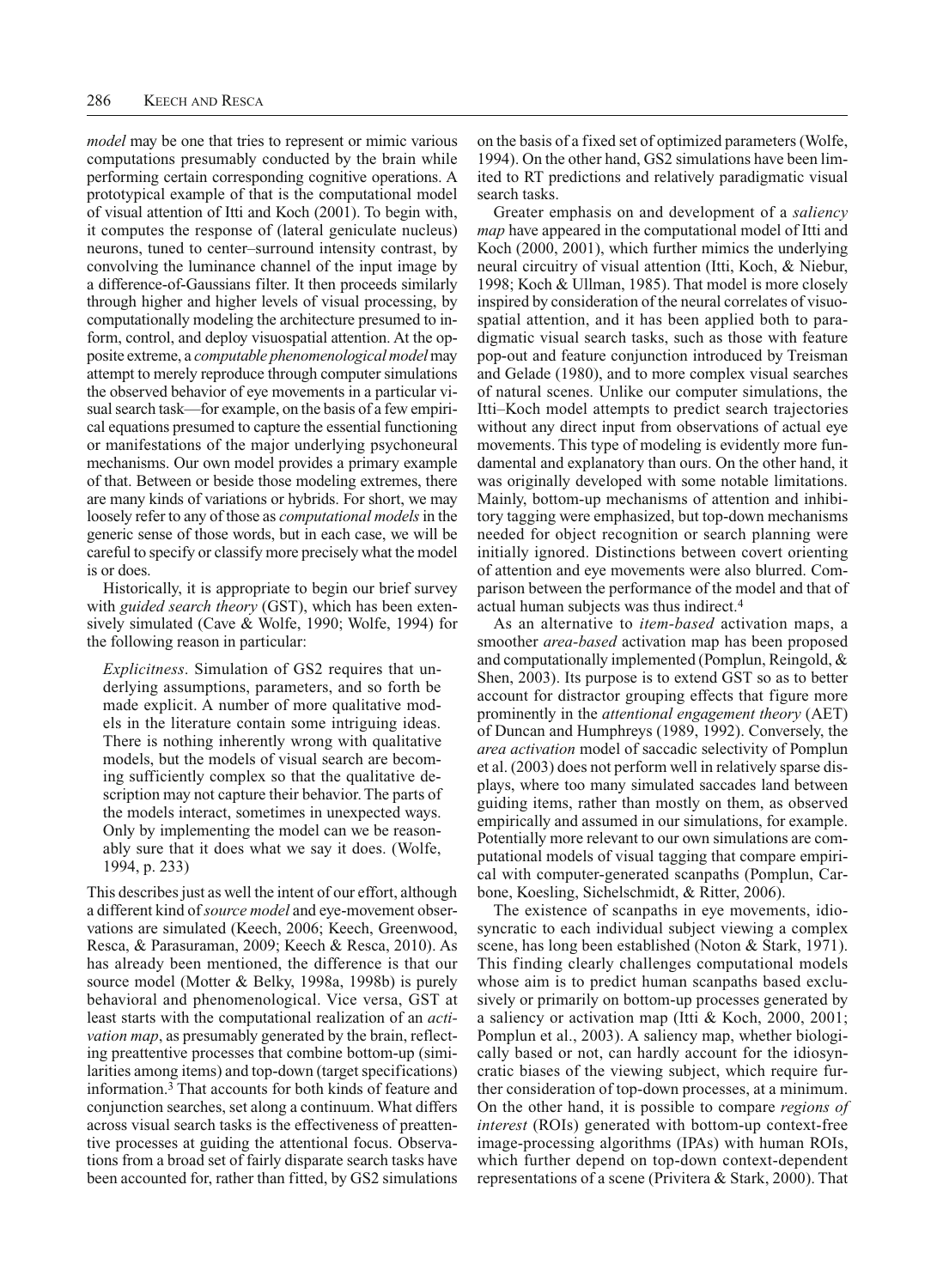*model* may be one that tries to represent or mimic various computations presumably conducted by the brain while performing certain corresponding cognitive operations. A prototypical example of that is the computational model of visual attention of Itti and Koch (2001). To begin with, it computes the response of (lateral geniculate nucleus) neurons, tuned to center–surround intensity contrast, by convolving the luminance channel of the input image by a difference-of-Gaussians filter. It then proceeds similarly through higher and higher levels of visual processing, by computationally modeling the architecture presumed to inform, control, and deploy visuospatial attention. At the opposite extreme, a *computable phenomenological model* may attempt to merely reproduce through computer simulations the observed behavior of eye movements in a particular visual search task—for example, on the basis of a few empirical equations presumed to capture the essential functioning or manifestations of the major underlying psychoneural mechanisms. Our own model provides a primary example of that. Between or beside those modeling extremes, there are many kinds of variations or hybrids. For short, we may loosely refer to any of those as *computational models* in the generic sense of those words, but in each case, we will be careful to specify or classify more precisely what the model is or does.

Historically, it is appropriate to begin our brief survey with *guided search theory* (GST), which has been extensively simulated (Cave & Wolfe, 1990; Wolfe, 1994) for the following reason in particular:

> *Explicitness*. Simulation of GS2 requires that underlying assumptions, parameters, and so forth be made explicit. A number of more qualitative models in the literature contain some intriguing ideas. There is nothing inherently wrong with qualitative models, but the models of visual search are becoming sufficiently complex so that the qualitative description may not capture their behavior. The parts of the models interact, sometimes in unexpected ways. Only by implementing the model can we be reasonably sure that it does what we say it does. (Wolfe, 1994, p. 233)

This describes just as well the intent of our effort, although a different kind of *source model* and eye-movement observations are simulated (Keech, 2006; Keech, Greenwood, Resca, & Parasuraman, 2009; Keech & Resca, 2010). As has already been mentioned, the difference is that our source model (Motter & Belky, 1998a, 1998b) is purely behavioral and phenomenological. Vice versa, GST at least starts with the computational realization of an *activation map*, as presumably generated by the brain, reflecting preattentive processes that combine bottom-up (similarities among items) and top-down (target specifications) information.[3] That accounts for both kinds of feature and conjunction searches, set along a continuum. What differs across visual search tasks is the effectiveness of preattentive processes at guiding the attentional focus. Observations from a broad set of fairly disparate search tasks have been accounted for, rather than fitted, by GS2 simulations on the basis of a fixed set of optimized parameters (Wolfe, 1994). On the other hand, GS2 simulations have been limited to RT predictions and relatively paradigmatic visual search tasks.

Greater emphasis on and development of a *saliency map* have appeared in the computational model of Itti and Koch (2000, 2001), which further mimics the underlying neural circuitry of visual attention (Itti, Koch, & Niebur, 1998; Koch & Ullman, 1985). That model is more closely inspired by consideration of the neural correlates of visuospatial attention, and it has been applied both to paradigmatic visual search tasks, such as those with feature pop-out and feature conjunction introduced by Treisman and Gelade (1980), and to more complex visual searches of natural scenes. Unlike our computer simulations, the Itti–Koch model attempts to predict search trajectories without any direct input from observations of actual eye movements. This type of modeling is evidently more fundamental and explanatory than ours. On the other hand, it was originally developed with some notable limitations. Mainly, bottom-up mechanisms of attention and inhibitory tagging were emphasized, but top-down mechanisms needed for object recognition or search planning were initially ignored. Distinctions between covert orienting of attention and eye movements were also blurred. Comparison between the performance of the model and that of actual human subjects was thus indirect.[4]

As an alternative to *item-based* activation maps, a smoother *area-based* activation map has been proposed and computationally implemented (Pomplun, Reingold, & Shen, 2003). Its purpose is to extend GST so as to better account for distractor grouping effects that figure more prominently in the *attentional engagement theory* (AET) of Duncan and Humphreys (1989, 1992). Conversely, the *area activation* model of saccadic selectivity of Pomplun et al. (2003) does not perform well in relatively sparse displays, where too many simulated saccades land between guiding items, rather than mostly on them, as observed empirically and assumed in our simulations, for example. Potentially more relevant to our own simulations are computational models of visual tagging that compare empirical with computer-generated scanpaths (Pomplun, Carbone, Koesling, Sichelschmidt, & Ritter, 2006).

The existence of scanpaths in eye movements, idiosyncratic to each individual subject viewing a complex scene, has long been established (Noton & Stark, 1971). This finding clearly challenges computational models whose aim is to predict human scanpaths based exclusively or primarily on bottom-up processes generated by a saliency or activation map (Itti & Koch, 2000, 2001; Pomplun et al., 2003). A saliency map, whether biologically based or not, can hardly account for the idiosyncratic biases of the viewing subject, which require further consideration of top-down processes, at a minimum. On the other hand, it is possible to compare *regions of interest* (ROIs) generated with bottom-up context-free image-processing algorithms (IPAs) with human ROIs, which further depend on top-down context-dependent representations of a scene (Privitera & Stark, 2000). That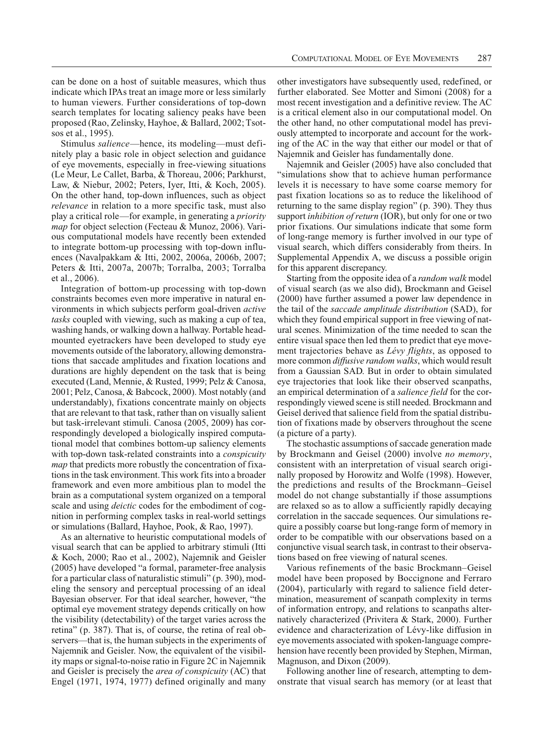can be done on a host of suitable measures, which thus indicate which IPAs treat an image more or less similarly to human viewers. Further considerations of top-down search templates for locating saliency peaks have been proposed (Rao, Zelinsky, Hayhoe, & Ballard, 2002; Tsotsos et al., 1995).

Stimulus *salience*—hence, its modeling—must definitely play a basic role in object selection and guidance of eye movements, especially in free-viewing situations (Le Meur, Le Callet, Barba, & Thoreau, 2006; Parkhurst, Law, & Niebur, 2002; Peters, Iyer, Itti, & Koch, 2005). On the other hand, top-down influences, such as object *relevance* in relation to a more specific task, must also play a critical role—for example, in generating a *priority map* for object selection (Fecteau & Munoz, 2006). Various computational models have recently been extended to integrate bottom-up processing with top-down influences (Navalpakkam & Itti, 2002, 2006a, 2006b, 2007; Peters & Itti, 2007a, 2007b; Torralba, 2003; Torralba et al., 2006).

Integration of bottom-up processing with top-down constraints becomes even more imperative in natural environments in which subjects perform goal-driven *active tasks* coupled with viewing, such as making a cup of tea, washing hands, or walking down a hallway. Portable head-mounted eyetrackers have been developed to study eye movements outside of the laboratory, allowing demonstrations that saccade amplitudes and fixation locations and durations are highly dependent on the task that is being executed (Land, Mennie, & Rusted, 1999; Pelz & Canosa, 2001; Pelz, Canosa, & Babcock, 2000). Most notably (and understandably), fixations concentrate mainly on objects that are relevant to that task, rather than on visually salient but task-irrelevant stimuli. Canosa (2005, 2009) has correspondingly developed a biologically inspired computational model that combines bottom-up saliency elements with top-down task-related constraints into a *conspicuity map* that predicts more robustly the concentration of fixations in the task environment. This work fits into a broader framework and even more ambitious plan to model the brain as a computational system organized on a temporal scale and using *deictic* codes for the embodiment of cognition in performing complex tasks in real-world settings or simulations (Ballard, Hayhoe, Pook, & Rao, 1997).

As an alternative to heuristic computational models of visual search that can be applied to arbitrary stimuli (Itti & Koch, 2000; Rao et al., 2002), Najemnik and Geisler (2005) have developed "a formal, parameter-free analysis for a particular class of naturalistic stimuli" (p. 390), modeling the sensory and perceptual processing of an ideal Bayesian observer. For that ideal searcher, however, "the optimal eye movement strategy depends critically on how the visibility (detectability) of the target varies across the retina" (p. 387). That is, of course, the retina of real observers—that is, the human subjects in the experiments of Najemnik and Geisler. Now, the equivalent of the visibility maps or signal-to-noise ratio in Figure 2C in Najemnik and Geisler is precisely the *area of conspicuity* (AC) that Engel (1971, 1974, 1977) defined originally and many other investigators have subsequently used, redefined, or further elaborated. See Motter and Simoni (2008) for a most recent investigation and a definitive review. The AC is a critical element also in our computational model. On the other hand, no other computational model has previously attempted to incorporate and account for the working of the AC in the way that either our model or that of Najemnik and Geisler has fundamentally done.

Najemnik and Geisler (2005) have also concluded that "simulations show that to achieve human performance levels it is necessary to have some coarse memory for past fixation locations so as to reduce the likelihood of returning to the same display region" (p. 390). They thus support *inhibition of return* (IOR), but only for one or two prior fixations. Our simulations indicate that some form of long-range memory is further involved in our type of visual search, which differs considerably from theirs. In Supplemental Appendix A, we discuss a possible origin for this apparent discrepancy.

Starting from the opposite idea of a *random walk* model of visual search (as we also did), Brockmann and Geisel (2000) have further assumed a power law dependence in the tail of the *saccade amplitude distribution* (SAD), for which they found empirical support in free viewing of natural scenes. Minimization of the time needed to scan the entire visual space then led them to predict that eye movement trajectories behave as *Lévy flights*, as opposed to more common *diffusive random walks*, which would result from a Gaussian SAD. But in order to obtain simulated eye trajectories that look like their observed scanpaths, an empirical determination of a *salience field* for the correspondingly viewed scene is still needed. Brockmann and Geisel derived that salience field from the spatial distribution of fixations made by observers throughout the scene (a picture of a party).

The stochastic assumptions of saccade generation made by Brockmann and Geisel (2000) involve *no memory*, consistent with an interpretation of visual search originally proposed by Horowitz and Wolfe (1998). However, the predictions and results of the Brockmann–Geisel model do not change substantially if those assumptions are relaxed so as to allow a sufficiently rapidly decaying correlation in the saccade sequences. Our simulations require a possibly coarse but long-range form of memory in order to be compatible with our observations based on a conjunctive visual search task, in contrast to their observations based on free viewing of natural scenes.

Various refinements of the basic Brockmann–Geisel model have been proposed by Boccignone and Ferraro (2004), particularly with regard to salience field determination, measurement of scanpath complexity in terms of information entropy, and relations to scanpaths alternatively characterized (Privitera & Stark, 2000). Further evidence and characterization of Lévy-like diffusion in eye movements associated with spoken-language comprehension have recently been provided by Stephen, Mirman, Magnuson, and Dixon (2009).

Following another line of research, attempting to demonstrate that visual search has memory (or at least that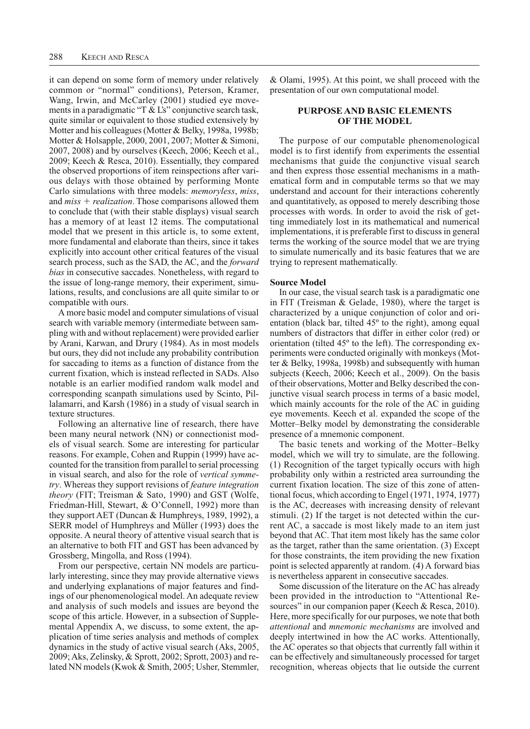it can depend on some form of memory under relatively common or "normal" conditions), Peterson, Kramer, Wang, Irwin, and McCarley (2001) studied eye movements in a paradigmatic "T & L's" conjunctive search task, quite similar or equivalent to those studied extensively by Motter and his colleagues (Motter & Belky, 1998a, 1998b; Motter & Holsapple, 2000, 2001, 2007; Motter & Simoni, 2007, 2008) and by ourselves (Keech, 2006; Keech et al., 2009; Keech & Resca, 2010). Essentially, they compared the observed proportions of item reinspections after various delays with those obtained by performing Monte Carlo simulations with three models: *memoryless*, *miss*, and *miss + realization*. Those comparisons allowed them to conclude that (with their stable displays) visual search has a memory of at least 12 items. The computational model that we present in this article is, to some extent, more fundamental and elaborate than theirs, since it takes explicitly into account other critical features of the visual search process, such as the SAD, the AC, and the *forward bias* in consecutive saccades. Nonetheless, with regard to the issue of long-range memory, their experiment, simulations, results, and conclusions are all quite similar to or compatible with ours.

A more basic model and computer simulations of visual search with variable memory (intermediate between sampling with and without replacement) were provided earlier by Arani, Karwan, and Drury (1984). As in most models but ours, they did not include any probability contribution for saccading to items as a function of distance from the current fixation, which is instead reflected in SADs. Also notable is an earlier modified random walk model and corresponding scanpath simulations used by Scinto, Pillalamarri, and Karsh (1986) in a study of visual search in texture structures.

Following an alternative line of research, there have been many neural network (NN) or connectionist models of visual search. Some are interesting for particular reasons. For example, Cohen and Ruppin (1999) have accounted for the transition from parallel to serial processing in visual search, and also for the role of *vertical symmetry*. Whereas they support revisions of *feature integration theory* (FIT; Treisman & Sato, 1990) and GST (Wolfe, Friedman-Hill, Stewart, & O'Connell, 1992) more than they support AET (Duncan & Humphreys, 1989, 1992), a SERR model of Humphreys and Müller (1993) does the opposite. A neural theory of attentive visual search that is an alternative to both FIT and GST has been advanced by Grossberg, Mingolla, and Ross (1994).

From our perspective, certain NN models are particularly interesting, since they may provide alternative views and underlying explanations of major features and findings of our phenomenological model. An adequate review and analysis of such models and issues are beyond the scope of this article. However, in a subsection of Supplemental Appendix A, we discuss, to some extent, the application of time series analysis and methods of complex dynamics in the study of active visual search (Aks, 2005, 2009; Aks, Zelinsky, & Sprott, 2002; Sprott, 2003) and related NN models (Kwok & Smith, 2005; Usher, Stemmler, & Olami, 1995). At this point, we shall proceed with the presentation of our own computational model.

## PURPOSE AND BASIC ELEMENTS OF THE MODEL

The purpose of our computable phenomenological model is to first identify from experiments the essential mechanisms that guide the conjunctive visual search and then express those essential mechanisms in a mathematical form and in computable terms so that we may understand and account for their interactions coherently and quantitatively, as opposed to merely describing those processes with words. In order to avoid the risk of getting immediately lost in its mathematical and numerical implementations, it is preferable first to discuss in general terms the working of the source model that we are trying to simulate numerically and its basic features that we are trying to represent mathematically.

### Source Model

In our case, the visual search task is a paradigmatic one in FIT (Treisman & Gelade, 1980), where the target is characterized by a unique conjunction of color and orientation (black bar, tilted 45º to the right), among equal numbers of distractors that differ in either color (red) or orientation (tilted 45º to the left). The corresponding experiments were conducted originally with monkeys (Motter & Belky, 1998a, 1998b) and subsequently with human subjects (Keech, 2006; Keech et al., 2009). On the basis of their observations, Motter and Belky described the conjunctive visual search process in terms of a basic model, which mainly accounts for the role of the AC in guiding eye movements. Keech et al. expanded the scope of the Motter–Belky model by demonstrating the considerable presence of a mnemonic component.

The basic tenets and working of the Motter–Belky model, which we will try to simulate, are the following. (1) Recognition of the target typically occurs with high probability only within a restricted area surrounding the current fixation location. The size of this zone of attentional focus, which according to Engel (1971, 1974, 1977) is the AC, decreases with increasing density of relevant stimuli. (2) If the target is not detected within the current AC, a saccade is most likely made to an item just beyond that AC. That item most likely has the same color as the target, rather than the same orientation. (3) Except for those constraints, the item providing the new fixation point is selected apparently at random. (4) A forward bias is nevertheless apparent in consecutive saccades.

Some discussion of the literature on the AC has already been provided in the introduction to "Attentional Resources" in our companion paper (Keech & Resca, 2010). Here, more specifically for our purposes, we note that both *attentional* and *mnemonic mechanisms* are involved and deeply intertwined in how the AC works. Attentionally, the AC operates so that objects that currently fall within it can be effectively and simultaneously processed for target recognition, whereas objects that lie outside the current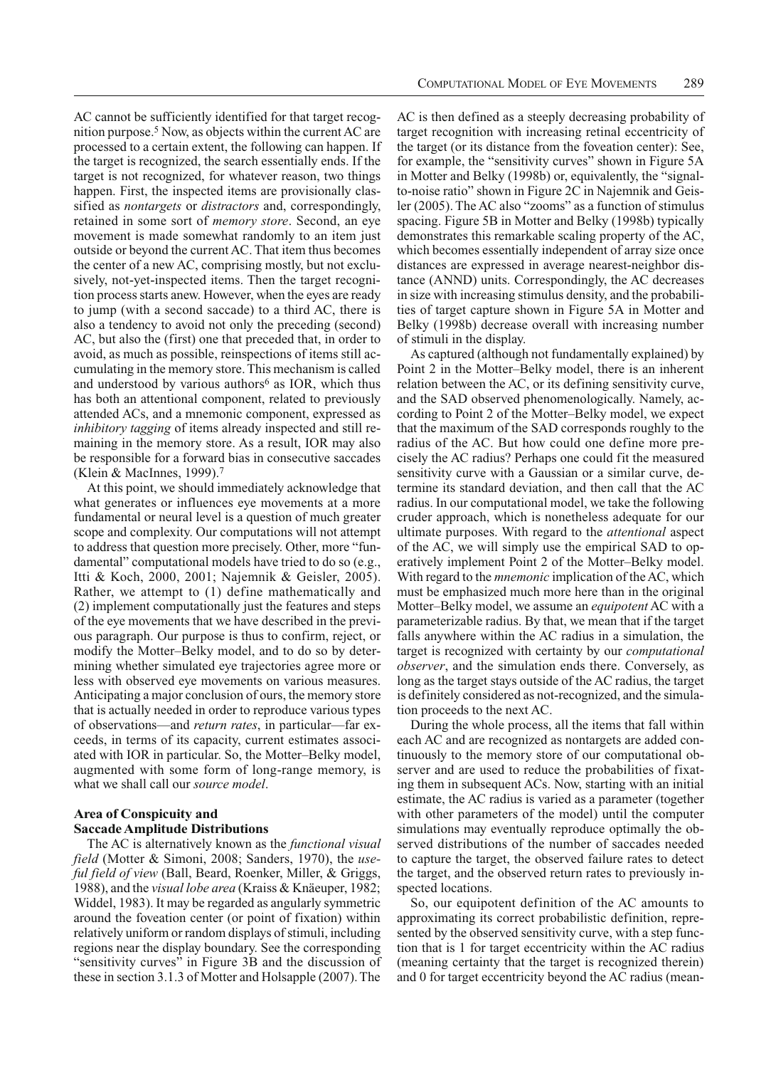AC cannot be sufficiently identified for that target recognition purpose.[5] Now, as objects within the current AC are processed to a certain extent, the following can happen. If the target is recognized, the search essentially ends. If the target is not recognized, for whatever reason, two things happen. First, the inspected items are provisionally classified as *nontargets* or *distractors* and, correspondingly, retained in some sort of *memory store*. Second, an eye movement is made somewhat randomly to an item just outside or beyond the current AC. That item thus becomes the center of a new AC, comprising mostly, but not exclusively, not-yet-inspected items. Then the target recognition process starts anew. However, when the eyes are ready to jump (with a second saccade) to a third AC, there is also a tendency to avoid not only the preceding (second) AC, but also the (first) one that preceded that, in order to avoid, as much as possible, reinspections of items still accumulating in the memory store. This mechanism is called and understood by various authors[6] as IOR, which thus has both an attentional component, related to previously attended ACs, and a mnemonic component, expressed as *inhibitory tagging* of items already inspected and still remaining in the memory store. As a result, IOR may also be responsible for a forward bias in consecutive saccades (Klein & MacInnes, 1999).[7]

At this point, we should immediately acknowledge that what generates or influences eye movements at a more fundamental or neural level is a question of much greater scope and complexity. Our computations will not attempt to address that question more precisely. Other, more "fundamental" computational models have tried to do so (e.g., Itti & Koch, 2000, 2001; Najemnik & Geisler, 2005). Rather, we attempt to (1) define mathematically and (2) implement computationally just the features and steps of the eye movements that we have described in the previous paragraph. Our purpose is thus to confirm, reject, or modify the Motter–Belky model, and to do so by determining whether simulated eye trajectories agree more or less with observed eye movements on various measures. Anticipating a major conclusion of ours, the memory store that is actually needed in order to reproduce various types of observations—and *return rates*, in particular—far exceeds, in terms of its capacity, current estimates associated with IOR in particular. So, the Motter–Belky model, augmented with some form of long-range memory, is what we shall call our *source model*.

### Area of Conspicuity and Saccade Amplitude Distributions

The AC is alternatively known as the *functional visual field* (Motter & Simoni, 2008; Sanders, 1970), the *useful field of view* (Ball, Beard, Roenker, Miller, & Griggs, 1988), and the *visual lobe area* (Kraiss & Knäeuper, 1982; Widdel, 1983). It may be regarded as angularly symmetric around the foveation center (or point of fixation) within relatively uniform or random displays of stimuli, including regions near the display boundary. See the corresponding "sensitivity curves" in Figure 3B and the discussion of these in section 3.1.3 of Motter and Holsapple (2007). The AC is then defined as a steeply decreasing probability of target recognition with increasing retinal eccentricity of the target (or its distance from the foveation center): See, for example, the "sensitivity curves" shown in Figure 5A in Motter and Belky (1998b) or, equivalently, the "signal-to-noise ratio" shown in Figure 2C in Najemnik and Geisler (2005). The AC also "zooms" as a function of stimulus spacing. Figure 5B in Motter and Belky (1998b) typically demonstrates this remarkable scaling property of the AC, which becomes essentially independent of array size once distances are expressed in average nearest-neighbor distance (ANND) units. Correspondingly, the AC decreases in size with increasing stimulus density, and the probabilities of target capture shown in Figure 5A in Motter and Belky (1998b) decrease overall with increasing number of stimuli in the display.

As captured (although not fundamentally explained) by Point 2 in the Motter–Belky model, there is an inherent relation between the AC, or its defining sensitivity curve, and the SAD observed phenomenologically. Namely, according to Point 2 of the Motter–Belky model, we expect that the maximum of the SAD corresponds roughly to the radius of the AC. But how could one define more precisely the AC radius? Perhaps one could fit the measured sensitivity curve with a Gaussian or a similar curve, determine its standard deviation, and then call that the AC radius. In our computational model, we take the following cruder approach, which is nonetheless adequate for our ultimate purposes. With regard to the *attentional* aspect of the AC, we will simply use the empirical SAD to operatively implement Point 2 of the Motter–Belky model. With regard to the *mnemonic* implication of the AC, which must be emphasized much more here than in the original Motter–Belky model, we assume an *equipotent* AC with a parameterizable radius. By that, we mean that if the target falls anywhere within the AC radius in a simulation, the target is recognized with certainty by our *computational observer*, and the simulation ends there. Conversely, as long as the target stays outside of the AC radius, the target is definitely considered as not-recognized, and the simulation proceeds to the next AC.

During the whole process, all the items that fall within each AC and are recognized as nontargets are added continuously to the memory store of our computational observer and are used to reduce the probabilities of fixating them in subsequent ACs. Now, starting with an initial estimate, the AC radius is varied as a parameter (together with other parameters of the model) until the computer simulations may eventually reproduce optimally the observed distributions of the number of saccades needed to capture the target, the observed failure rates to detect the target, and the observed return rates to previously inspected locations.

So, our equipotent definition of the AC amounts to approximating its correct probabilistic definition, represented by the observed sensitivity curve, with a step function that is 1 for target eccentricity within the AC radius (meaning certainty that the target is recognized therein) and 0 for target eccentricity beyond the AC radius (mean-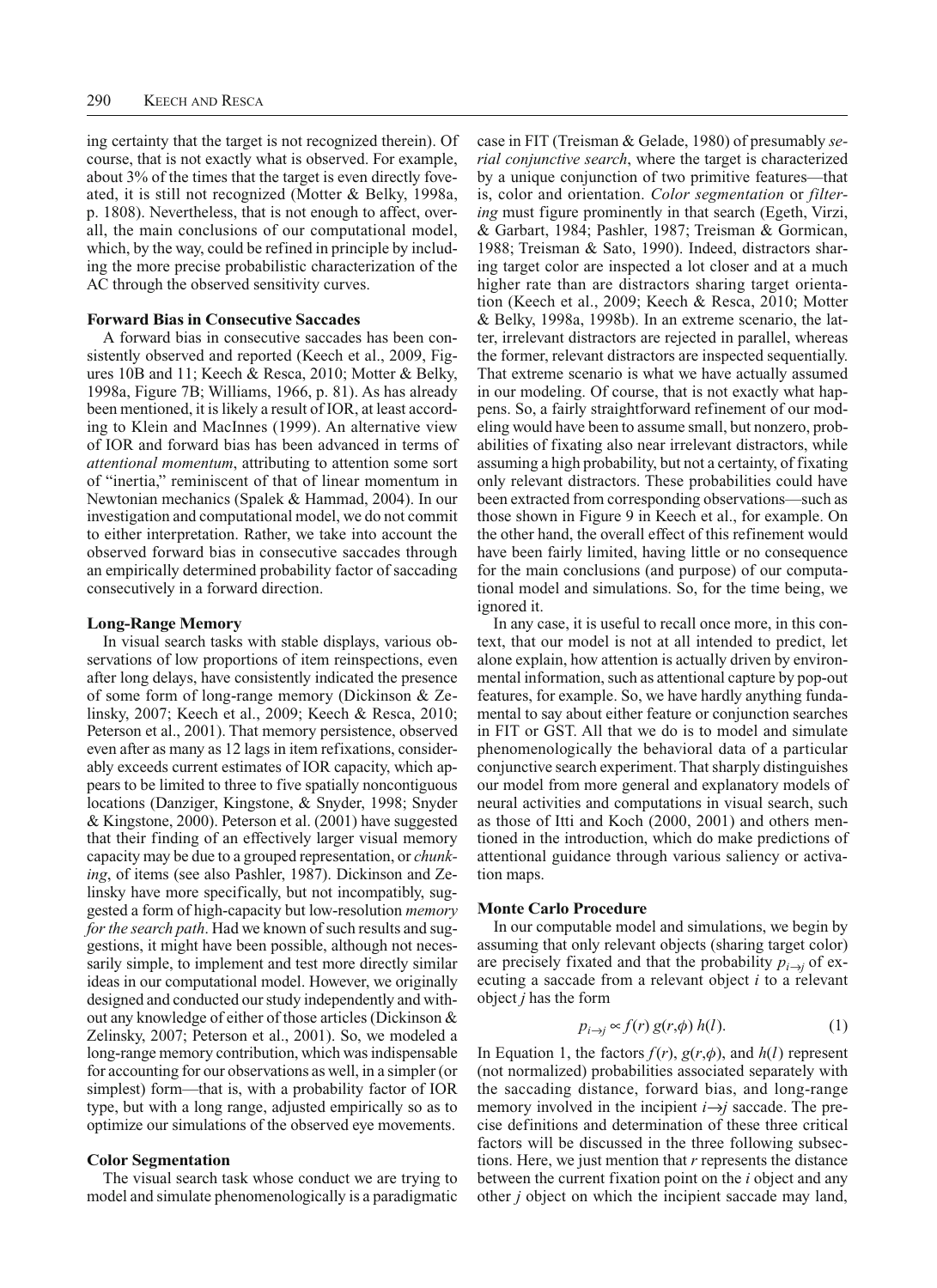ing certainty that the target is not recognized therein). Of course, that is not exactly what is observed. For example, about 3% of the times that the target is even directly foveated, it is still not recognized (Motter & Belky, 1998a, p. 1808). Nevertheless, that is not enough to affect, overall, the main conclusions of our computational model, which, by the way, could be refined in principle by including the more precise probabilistic characterization of the AC through the observed sensitivity curves.

### Forward Bias in Consecutive Saccades

A forward bias in consecutive saccades has been consistently observed and reported (Keech et al., 2009, Figures 10B and 11; Keech & Resca, 2010; Motter & Belky, 1998a, Figure 7B; Williams, 1966, p. 81). As has already been mentioned, it is likely a result of IOR, at least according to Klein and MacInnes (1999). An alternative view of IOR and forward bias has been advanced in terms of *attentional momentum*, attributing to attention some sort of "inertia," reminiscent of that of linear momentum in Newtonian mechanics (Spalek & Hammad, 2004). In our investigation and computational model, we do not commit to either interpretation. Rather, we take into account the observed forward bias in consecutive saccades through an empirically determined probability factor of saccading consecutively in a forward direction.

### Long-Range Memory

In visual search tasks with stable displays, various observations of low proportions of item reinspections, even after long delays, have consistently indicated the presence of some form of long-range memory (Dickinson & Zelinsky, 2007; Keech et al., 2009; Keech & Resca, 2010; Peterson et al., 2001). That memory persistence, observed even after as many as 12 lags in item refixations, considerably exceeds current estimates of IOR capacity, which appears to be limited to three to five spatially noncontiguous locations (Danziger, Kingstone, & Snyder, 1998; Snyder & Kingstone, 2000). Peterson et al. (2001) have suggested that their finding of an effectively larger visual memory capacity may be due to a grouped representation, or *chunking*, of items (see also Pashler, 1987). Dickinson and Zelinsky have more specifically, but not incompatibly, suggested a form of high-capacity but low-resolution *memory for the search path*. Had we known of such results and suggestions, it might have been possible, although not necessarily simple, to implement and test more directly similar ideas in our computational model. However, we originally designed and conducted our study independently and without any knowledge of either of those articles (Dickinson & Zelinsky, 2007; Peterson et al., 2001). So, we modeled a long-range memory contribution, which was indispensable for accounting for our observations as well, in a simpler (or simplest) form—that is, with a probability factor of IOR type, but with a long range, adjusted empirically so as to optimize our simulations of the observed eye movements.

### Color Segmentation

The visual search task whose conduct we are trying to model and simulate phenomenologically is a paradigmatic case in FIT (Treisman & Gelade, 1980) of presumably *serial conjunctive search*, where the target is characterized by a unique conjunction of two primitive features—that is, color and orientation. *Color segmentation* or *filtering* must figure prominently in that search (Egeth, Virzi, & Garbart, 1984; Pashler, 1987; Treisman & Gormican, 1988; Treisman & Sato, 1990). Indeed, distractors sharing target color are inspected a lot closer and at a much higher rate than are distractors sharing target orientation (Keech et al., 2009; Keech & Resca, 2010; Motter & Belky, 1998a, 1998b). In an extreme scenario, the latter, irrelevant distractors are rejected in parallel, whereas the former, relevant distractors are inspected sequentially. That extreme scenario is what we have actually assumed in our modeling. Of course, that is not exactly what happens. So, a fairly straightforward refinement of our modeling would have been to assume small, but nonzero, probabilities of fixating also near irrelevant distractors, while assuming a high probability, but not a certainty, of fixating only relevant distractors. These probabilities could have been extracted from corresponding observations—such as those shown in Figure 9 in Keech et al., for example. On the other hand, the overall effect of this refinement would have been fairly limited, having little or no consequence for the main conclusions (and purpose) of our computational model and simulations. So, for the time being, we ignored it.

In any case, it is useful to recall once more, in this context, that our model is not at all intended to predict, let alone explain, how attention is actually driven by environmental information, such as attentional capture by pop-out features, for example. So, we have hardly anything fundamental to say about either feature or conjunction searches in FIT or GST. All that we do is to model and simulate phenomenologically the behavioral data of a particular conjunctive search experiment. That sharply distinguishes our model from more general and explanatory models of neural activities and computations in visual search, such as those of Itti and Koch (2000, 2001) and others mentioned in the introduction, which do make predictions of attentional guidance through various saliency or activation maps.

### Monte Carlo Procedure

In our computable model and simulations, we begin by assuming that only relevant objects (sharing target color) are precisely fixated and that the probability $p_{i \to j}$ of executing a saccade from a relevant object $i$ to a relevant object $j$ has the form

$$p_{i \to j} \propto f(r)\, g(r,\phi)\, h(l). \tag{1}$$

In Equation 1, the factors $f(r)$, $g(r,\phi)$, and $h(l)$ represent (not normalized) probabilities associated separately with the saccading distance, forward bias, and long-range memory involved in the incipient $i \to j$ saccade. The precise definitions and determination of these three critical factors will be discussed in the three following subsections. Here, we just mention that $r$ represents the distance between the current fixation point on the $i$ object and any other $j$ object on which the incipient saccade may land,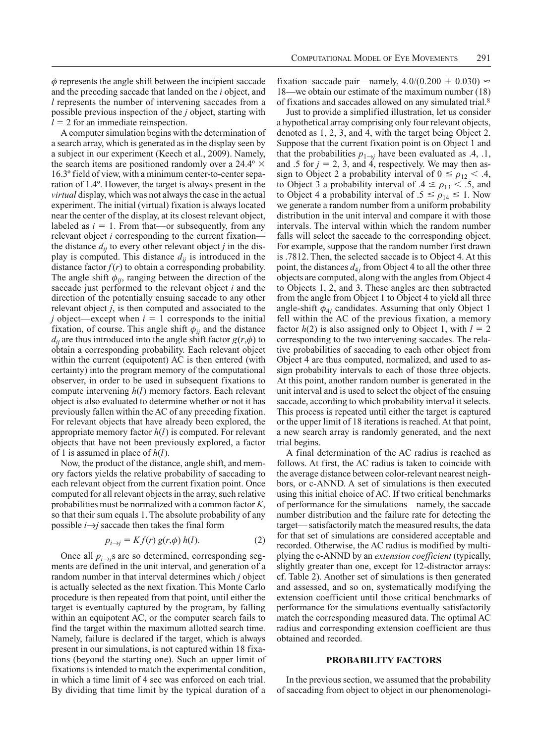$\phi$ represents the angle shift between the incipient saccade and the preceding saccade that landed on the *i* object, and *l* represents the number of intervening saccades from a possible previous inspection of the *j* object, starting with $l = 2$ for an immediate reinspection.

A computer simulation begins with the determination of a search array, which is generated as in the display seen by a subject in our experiment (Keech et al., 2009). Namely, the search items are positioned randomly over a 24.4º × 16.3º field of view, with a minimum center-to-center separation of 1.4º. However, the target is always present in the *virtual* display, which was not always the case in the actual experiment. The initial (virtual) fixation is always located near the center of the display, at its closest relevant object, labeled as $i = 1$. From that—or subsequently, from any relevant object *i* corresponding to the current fixation—the distance $d_{ij}$ to every other relevant object *j* in the display is computed. This distance $d_{ij}$ is introduced in the distance factor $f(r)$ to obtain a corresponding probability. The angle shift $\phi_{ij}$, ranging between the direction of the saccade just performed to the relevant object *i* and the direction of the potentially ensuing saccade to any other relevant object *j*, is then computed and associated to the *j* object—except when $i = 1$ corresponds to the initial fixation, of course. This angle shift $\phi_{ij}$ and the distance $d_{ij}$ are thus introduced into the angle shift factor $g(r,\phi)$ to obtain a corresponding probability. Each relevant object within the current (equipotent) AC is then entered (with certainty) into the program memory of the computational observer, in order to be used in subsequent fixations to compute intervening $h(l)$ memory factors. Each relevant object is also evaluated to determine whether or not it has previously fallen within the AC of any preceding fixation. For relevant objects that have already been explored, the appropriate memory factor $h(l)$ is computed. For relevant objects that have not been previously explored, a factor of 1 is assumed in place of $h(l)$.

Now, the product of the distance, angle shift, and memory factors yields the relative probability of saccading to each relevant object from the current fixation point. Once computed for all relevant objects in the array, such relative probabilities must be normalized with a common factor *K*, so that their sum equals 1. The absolute probability of any possible $i \rightarrow j$ saccade then takes the final form

$$p_{i\rightarrow j} = K\, f(r)\, g(r,\phi)\, h(l). \tag{2}$$

Once all $p_{i\rightarrow j}$s are so determined, corresponding segments are defined in the unit interval, and generation of a random number in that interval determines which *j* object is actually selected as the next fixation. This Monte Carlo procedure is then repeated from that point, until either the target is eventually captured by the program, by falling within an equipotent AC, or the computer search fails to find the target within the maximum allotted search time. Namely, failure is declared if the target, which is always present in our simulations, is not captured within 18 fixations (beyond the starting one). Such an upper limit of fixations is intended to match the experimental condition, in which a time limit of 4 sec was enforced on each trial. By dividing that time limit by the typical duration of a fixation–saccade pair—namely, $4.0/(0.200 + 0.030) \approx 18$—we obtain our estimate of the maximum number (18) of fixations and saccades allowed on any simulated trial.[8]

Just to provide a simplified illustration, let us consider a hypothetical array comprising only four relevant objects, denoted as 1, 2, 3, and 4, with the target being Object 2. Suppose that the current fixation point is on Object 1 and that the probabilities $p_{1\rightarrow j}$ have been evaluated as .4, .1, and .5 for $j = 2$, 3, and 4, respectively. We may then assign to Object 2 a probability interval of $0 \leq \rho_{12} < .4$, to Object 3 a probability interval of $.4 \leq \rho_{13} < .5$, and to Object 4 a probability interval of $.5 \leq \rho_{14} \leq 1$. Now we generate a random number from a uniform probability distribution in the unit interval and compare it with those intervals. The interval within which the random number falls will select the saccade to the corresponding object. For example, suppose that the random number first drawn is .7812. Then, the selected saccade is to Object 4. At this point, the distances $d_{4j}$ from Object 4 to all the other three objects are computed, along with the angles from Object 4 to Objects 1, 2, and 3. These angles are then subtracted from the angle from Object 1 to Object 4 to yield all three angle-shift $\phi_{4j}$ candidates. Assuming that only Object 1 fell within the AC of the previous fixation, a memory factor $h(2)$ is also assigned only to Object 1, with $l = 2$ corresponding to the two intervening saccades. The relative probabilities of saccading to each other object from Object 4 are thus computed, normalized, and used to assign probability intervals to each of those three objects. At this point, another random number is generated in the unit interval and is used to select the object of the ensuing saccade, according to which probability interval it selects. This process is repeated until either the target is captured or the upper limit of 18 iterations is reached. At that point, a new search array is randomly generated, and the next trial begins.

A final determination of the AC radius is reached as follows. At first, the AC radius is taken to coincide with the average distance between color-relevant nearest neighbors, or c-ANND. A set of simulations is then executed using this initial choice of AC. If two critical benchmarks of performance for the simulations—namely, the saccade number distribution and the failure rate for detecting the target—satisfactorily match the measured results, the data for that set of simulations are considered acceptable and recorded. Otherwise, the AC radius is modified by multiplying the c-ANND by an *extension coefficient* (typically, slightly greater than one, except for 12-distractor arrays: cf. Table 2). Another set of simulations is then generated and assessed, and so on, systematically modifying the extension coefficient until those critical benchmarks of performance for the simulations eventually satisfactorily match the corresponding measured data. The optimal AC radius and corresponding extension coefficient are thus obtained and recorded.

## PROBABILITY FACTORS

In the previous section, we assumed that the probability of saccading from object to object in our phenomenologi-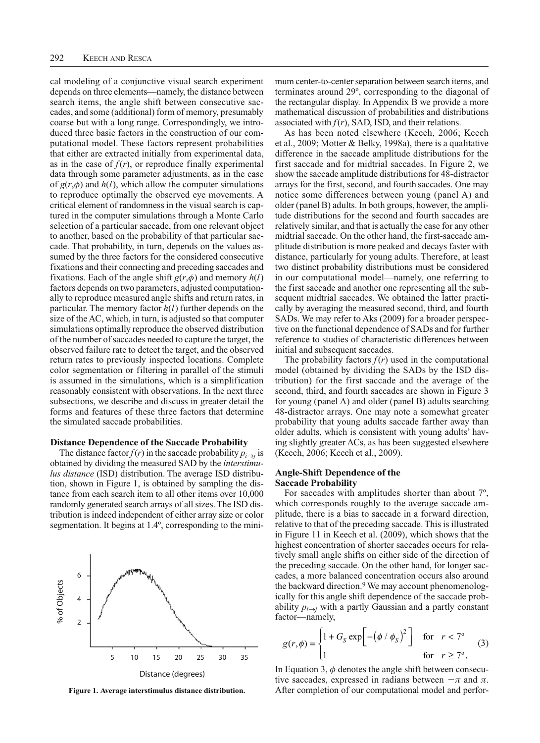cal modeling of a conjunctive visual search experiment depends on three elements—namely, the distance between search items, the angle shift between consecutive saccades, and some (additional) form of memory, presumably coarse but with a long range. Correspondingly, we introduced three basic factors in the construction of our computational model. These factors represent probabilities that either are extracted initially from experimental data, as in the case of $f(r)$, or reproduce finally experimental data through some parameter adjustments, as in the case of $g(r,\phi)$ and $h(l)$, which allow the computer simulations to reproduce optimally the observed eye movements. A critical element of randomness in the visual search is captured in the computer simulations through a Monte Carlo selection of a particular saccade, from one relevant object to another, based on the probability of that particular saccade. That probability, in turn, depends on the values assumed by the three factors for the considered consecutive fixations and their connecting and preceding saccades and fixations. Each of the angle shift $g(r,\phi)$ and memory $h(l)$ factors depends on two parameters, adjusted computationally to reproduce measured angle shifts and return rates, in particular. The memory factor $h(l)$ further depends on the size of the AC, which, in turn, is adjusted so that computer simulations optimally reproduce the observed distribution of the number of saccades needed to capture the target, the observed failure rate to detect the target, and the observed return rates to previously inspected locations. Complete color segmentation or filtering in parallel of the stimuli is assumed in the simulations, which is a simplification reasonably consistent with observations. In the next three subsections, we describe and discuss in greater detail the forms and features of these three factors that determine the simulated saccade probabilities.

### Distance Dependence of the Saccade Probability

The distance factor $f(r)$ in the saccade probability $p_{i\rightarrow j}$ is obtained by dividing the measured SAD by the *interstimulus distance* (ISD) distribution. The average ISD distribution, shown in Figure 1, is obtained by sampling the distance from each search item to all other items over 10,000 randomly generated search arrays of all sizes. The ISD distribution is indeed independent of either array size or color segmentation. It begins at 1.4º, corresponding to the minimum center-to-center separation between search items, and terminates around 29º, corresponding to the diagonal of the rectangular display. In Appendix B we provide a more mathematical discussion of probabilities and distributions associated with $f(r)$, SAD, ISD, and their relations.

% of Objects
6
4
2
5 10 15 20 25 30 35
Distance (degrees)

**Figure 1. Average interstimulus distance distribution.**

As has been noted elsewhere (Keech, 2006; Keech et al., 2009; Motter & Belky, 1998a), there is a qualitative difference in the saccade amplitude distributions for the first saccade and for midtrial saccades. In Figure 2, we show the saccade amplitude distributions for 48-distractor arrays for the first, second, and fourth saccades. One may notice some differences between young (panel A) and older (panel B) adults. In both groups, however, the amplitude distributions for the second and fourth saccades are relatively similar, and that is actually the case for any other midtrial saccade. On the other hand, the first-saccade amplitude distribution is more peaked and decays faster with distance, particularly for young adults. Therefore, at least two distinct probability distributions must be considered in our computational model—namely, one referring to the first saccade and another one representing all the subsequent midtrial saccades. We obtained the latter practically by averaging the measured second, third, and fourth SADs. We may refer to Aks (2009) for a broader perspective on the functional dependence of SADs and for further reference to studies of characteristic differences between initial and subsequent saccades.

The probability factors $f(r)$ used in the computational model (obtained by dividing the SADs by the ISD distribution) for the first saccade and the average of the second, third, and fourth saccades are shown in Figure 3 for young (panel A) and older (panel B) adults searching 48-distractor arrays. One may note a somewhat greater probability that young adults saccade farther away than older adults, which is consistent with young adults' having slightly greater ACs, as has been suggested elsewhere (Keech, 2006; Keech et al., 2009).

### Angle-Shift Dependence of the Saccade Probability

For saccades with amplitudes shorter than about 7º, which corresponds roughly to the average saccade amplitude, there is a bias to saccade in a forward direction, relative to that of the preceding saccade. This is illustrated in Figure 11 in Keech et al. (2009), which shows that the highest concentration of shorter saccades occurs for relatively small angle shifts on either side of the direction of the preceding saccade. On the other hand, for longer saccades, a more balanced concentration occurs also around the backward direction.[9] We may account phenomenologically for this angle shift dependence of the saccade probability $p_{i\rightarrow j}$ with a partly Gaussian and a partly constant factor—namely,

$$g(r,\phi) = \begin{cases} 1 + G_S \exp\left[-\left(\phi / \phi_S\right)^2\right] & \text{for} \quad r < 7^\circ \\ 1 & \text{for} \quad r \geq 7^\circ. \end{cases} \tag{3}$$

In Equation 3, $\phi$ denotes the angle shift between consecutive saccades, expressed in radians between $-\pi$ and $\pi$. After completion of our computational model and perfor-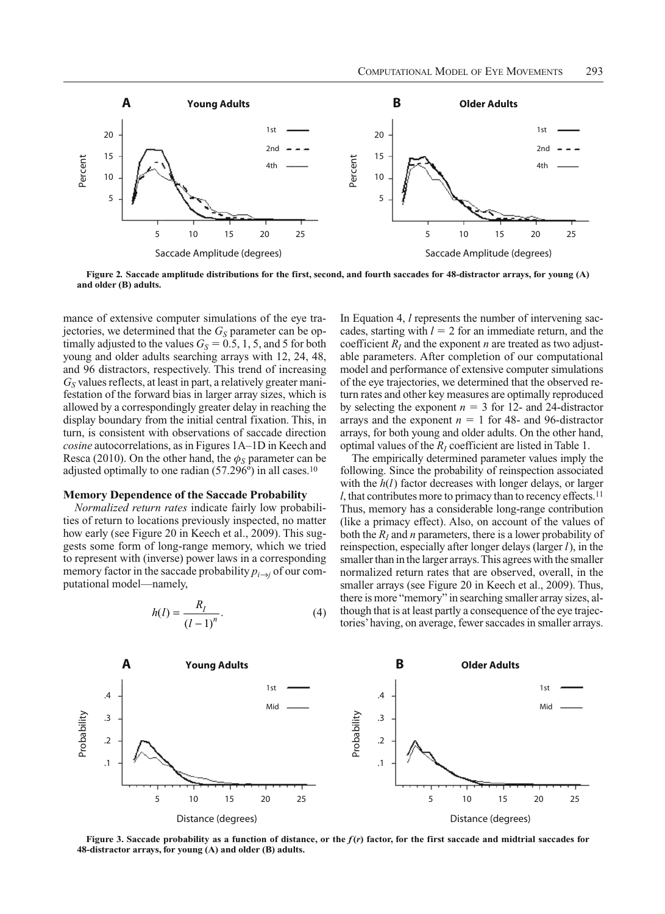**Figure 2. Saccade amplitude distributions for the first, second, and fourth saccades for 48-distractor arrays, for young (A) and older (B) adults.**

mance of extensive computer simulations of the eye trajectories, we determined that the $G_S$ parameter can be optimally adjusted to the values $G_S = 0.5$, 1, 5, and 5 for both young and older adults searching arrays with 12, 24, 48, and 96 distractors, respectively. This trend of increasing $G_S$ values reflects, at least in part, a relatively greater manifestation of the forward bias in larger array sizes, which is allowed by a correspondingly greater delay in reaching the display boundary from the initial central fixation. This, in turn, is consistent with observations of saccade direction *cosine* autocorrelations, as in Figures 1A–1D in Keech and Resca (2010). On the other hand, the $\phi_S$ parameter can be adjusted optimally to one radian (57.296º) in all cases.[10]

### Memory Dependence of the Saccade Probability

*Normalized return rates* indicate fairly low probabilities of return to locations previously inspected, no matter how early (see Figure 20 in Keech et al., 2009). This suggests some form of long-range memory, which we tried to represent with (inverse) power laws in a corresponding memory factor in the saccade probability $p_{i \to j}$ of our computational model—namely,

$$h(l) = \frac{R_I}{(l-1)^n}. \tag{4}$$

In Equation 4, $l$ represents the number of intervening saccades, starting with $l = 2$ for an immediate return, and the coefficient $R_I$ and the exponent $n$ are treated as two adjustable parameters. After completion of our computational model and performance of extensive computer simulations of the eye trajectories, we determined that the observed return rates and other key measures are optimally reproduced by selecting the exponent $n = 3$ for 12- and 24-distractor arrays and the exponent $n = 1$ for 48- and 96-distractor arrays, for both young and older adults. On the other hand, optimal values of the $R_I$ coefficient are listed in Table 1.

The empirically determined parameter values imply the following. Since the probability of reinspection associated with the $h(l)$ factor decreases with longer delays, or larger $l$, that contributes more to primacy than to recency effects.[11] Thus, memory has a considerable long-range contribution (like a primacy effect). Also, on account of the values of both the $R_I$ and $n$ parameters, there is a lower probability of reinspection, especially after longer delays (larger $l$), in the smaller than in the larger arrays. This agrees with the smaller normalized return rates that are observed, overall, in the smaller arrays (see Figure 20 in Keech et al., 2009). Thus, there is more "memory" in searching smaller array sizes, although that is at least partly a consequence of the eye trajectories' having, on average, fewer saccades in smaller arrays.

**Figure 3. Saccade probability as a function of distance, or the $f(r)$ factor, for the first saccade and midtrial saccades for 48-distractor arrays, for young (A) and older (B) adults.**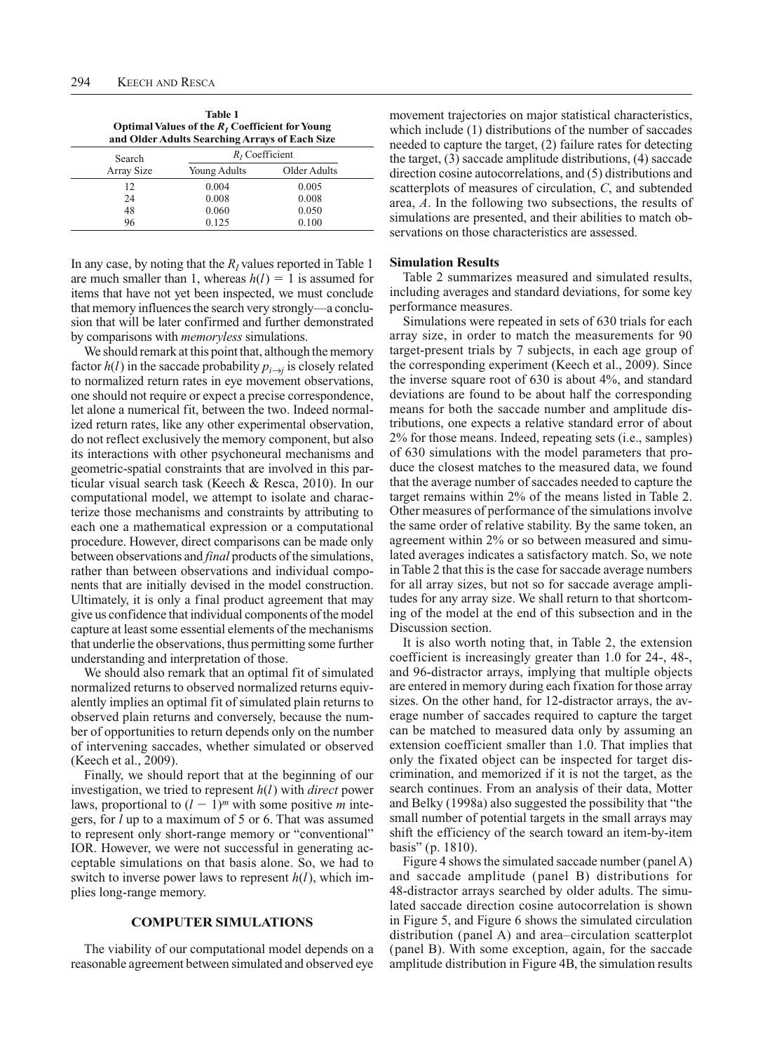**Table 1**
**Optimal Values of the $R_I$ Coefficient for Young and Older Adults Searching Arrays of Each Size**

| Search Array Size | $R_I$ Coefficient | |
|---|---|---|
| | Young Adults | Older Adults |
| 12 | 0.004 | 0.005 |
| 24 | 0.008 | 0.008 |
| 48 | 0.060 | 0.050 |
| 96 | 0.125 | 0.100 |

In any case, by noting that the $R_I$ values reported in Table 1 are much smaller than 1, whereas $h(l) = 1$ is assumed for items that have not yet been inspected, we must conclude that memory influences the search very strongly—a conclusion that will be later confirmed and further demonstrated by comparisons with *memoryless* simulations.

We should remark at this point that, although the memory factor $h(l)$ in the saccade probability $p_{i \to j}$ is closely related to normalized return rates in eye movement observations, one should not require or expect a precise correspondence, let alone a numerical fit, between the two. Indeed normalized return rates, like any other experimental observation, do not reflect exclusively the memory component, but also its interactions with other psychoneural mechanisms and geometric-spatial constraints that are involved in this particular visual search task (Keech & Resca, 2010). In our computational model, we attempt to isolate and characterize those mechanisms and constraints by attributing to each one a mathematical expression or a computational procedure. However, direct comparisons can be made only between observations and *final* products of the simulations, rather than between observations and individual components that are initially devised in the model construction. Ultimately, it is only a final product agreement that may give us confidence that individual components of the model capture at least some essential elements of the mechanisms that underlie the observations, thus permitting some further understanding and interpretation of those.

We should also remark that an optimal fit of simulated normalized returns to observed normalized returns equivalently implies an optimal fit of simulated plain returns to observed plain returns and conversely, because the number of opportunities to return depends only on the number of intervening saccades, whether simulated or observed (Keech et al., 2009).

Finally, we should report that at the beginning of our investigation, we tried to represent $h(l)$ with *direct* power laws, proportional to $(l - 1)^m$ with some positive $m$ integers, for $l$ up to a maximum of 5 or 6. That was assumed to represent only short-range memory or "conventional" IOR. However, we were not successful in generating acceptable simulations on that basis alone. So, we had to switch to inverse power laws to represent $h(l)$, which implies long-range memory.

## COMPUTER SIMULATIONS

The viability of our computational model depends on a reasonable agreement between simulated and observed eye movement trajectories on major statistical characteristics, which include (1) distributions of the number of saccades needed to capture the target, (2) failure rates for detecting the target, (3) saccade amplitude distributions, (4) saccade direction cosine autocorrelations, and (5) distributions and scatterplots of measures of circulation, $C$, and subtended area, $A$. In the following two subsections, the results of simulations are presented, and their abilities to match observations on those characteristics are assessed.

### Simulation Results

Table 2 summarizes measured and simulated results, including averages and standard deviations, for some key performance measures.

Simulations were repeated in sets of 630 trials for each array size, in order to match the measurements for 90 target-present trials by 7 subjects, in each age group of the corresponding experiment (Keech et al., 2009). Since the inverse square root of 630 is about 4%, and standard deviations are found to be about half the corresponding means for both the saccade number and amplitude distributions, one expects a relative standard error of about 2% for those means. Indeed, repeating sets (i.e., samples) of 630 simulations with the model parameters that produce the closest matches to the measured data, we found that the average number of saccades needed to capture the target remains within 2% of the means listed in Table 2. Other measures of performance of the simulations involve the same order of relative stability. By the same token, an agreement within 2% or so between measured and simulated averages indicates a satisfactory match. So, we note in Table 2 that this is the case for saccade average numbers for all array sizes, but not so for saccade average amplitudes for any array size. We shall return to that shortcoming of the model at the end of this subsection and in the Discussion section.

It is also worth noting that, in Table 2, the extension coefficient is increasingly greater than 1.0 for 24-, 48-, and 96-distractor arrays, implying that multiple objects are entered in memory during each fixation for those array sizes. On the other hand, for 12-distractor arrays, the average number of saccades required to capture the target can be matched to measured data only by assuming an extension coefficient smaller than 1.0. That implies that only the fixated object can be inspected for target discrimination, and memorized if it is not the target, as the search continues. From an analysis of their data, Motter and Belky (1998a) also suggested the possibility that "the small number of potential targets in the small arrays may shift the efficiency of the search toward an item-by-item basis" (p. 1810).

Figure 4 shows the simulated saccade number (panel A) and saccade amplitude (panel B) distributions for 48-distractor arrays searched by older adults. The simulated saccade direction cosine autocorrelation is shown in Figure 5, and Figure 6 shows the simulated circulation distribution (panel A) and area–circulation scatterplot (panel B). With some exception, again, for the saccade amplitude distribution in Figure 4B, the simulation results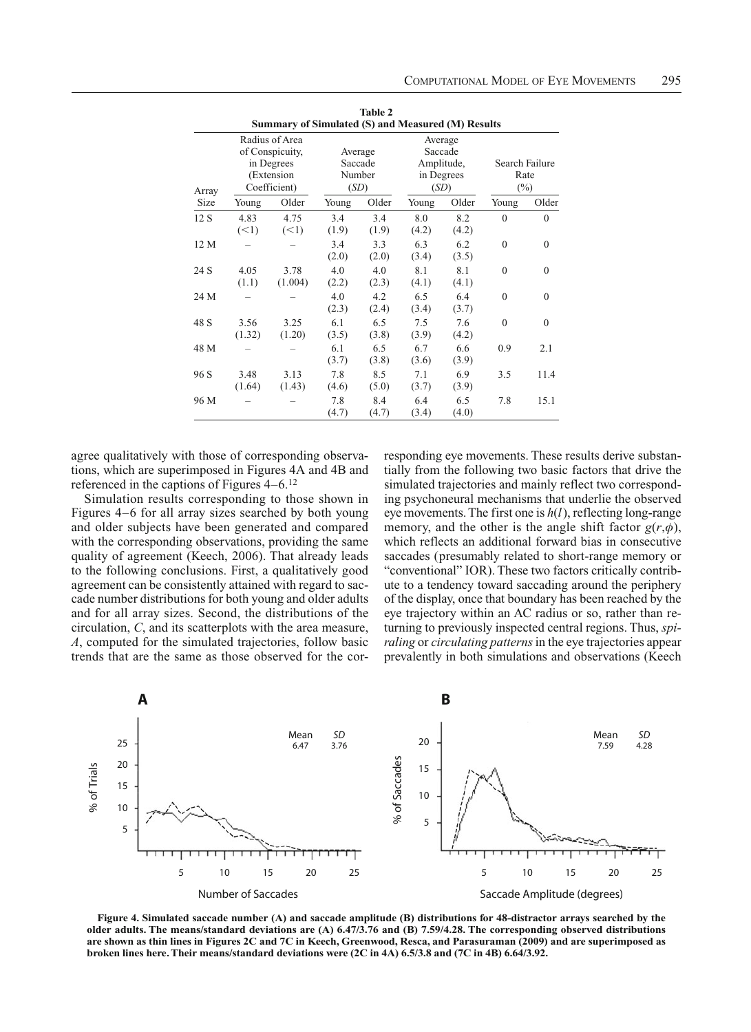**Table 2**
**Summary of Simulated (S) and Measured (M) Results**

| Array Size | Radius of Area of Conspicuity, in Degrees (Extension Coefficient) | | Average Saccade Number (*SD*) | | Average Saccade Amplitude, in Degrees (*SD*) | | Search Failure Rate (%) | |
|---|---|---|---|---|---|---|---|---|
| | Young | Older | Young | Older | Young | Older | Young | Older |
| 12 S | 4.83 (<1) | 4.75 (<1) | 3.4 (1.9) | 3.4 (1.9) | 8.0 (4.2) | 8.2 (4.2) | 0 | 0 |
| 12 M | – | – | 3.4 (2.0) | 3.3 (2.0) | 6.3 (3.4) | 6.2 (3.5) | 0 | 0 |
| 24 S | 4.05 (1.1) | 3.78 (1.004) | 4.0 (2.2) | 4.0 (2.3) | 8.1 (4.1) | 8.1 (4.1) | 0 | 0 |
| 24 M | – | – | 4.0 (2.3) | 4.2 (2.4) | 6.5 (3.4) | 6.4 (3.7) | 0 | 0 |
| 48 S | 3.56 (1.32) | 3.25 (1.20) | 6.1 (3.5) | 6.5 (3.8) | 7.5 (3.9) | 7.6 (4.2) | 0 | 0 |
| 48 M | – | – | 6.1 (3.7) | 6.5 (3.8) | 6.7 (3.6) | 6.6 (3.9) | 0.9 | 2.1 |
| 96 S | 3.48 (1.64) | 3.13 (1.43) | 7.8 (4.6) | 8.5 (5.0) | 7.1 (3.7) | 6.9 (3.9) | 3.5 | 11.4 |
| 96 M | – | – | 7.8 (4.7) | 8.4 (4.7) | 6.4 (3.4) | 6.5 (4.0) | 7.8 | 15.1 |

agree qualitatively with those of corresponding observations, which are superimposed in Figures 4A and 4B and referenced in the captions of Figures 4–6.[12]

Simulation results corresponding to those shown in Figures 4–6 for all array sizes searched by both young and older subjects have been generated and compared with the corresponding observations, providing the same quality of agreement (Keech, 2006). That already leads to the following conclusions. First, a qualitatively good agreement can be consistently attained with regard to saccade number distributions for both young and older adults and for all array sizes. Second, the distributions of the circulation, $C$, and its scatterplots with the area measure, $A$, computed for the simulated trajectories, follow basic trends that are the same as those observed for the corresponding eye movements. These results derive substantially from the following two basic factors that drive the simulated trajectories and mainly reflect two corresponding psychoneural mechanisms that underlie the observed eye movements. The first one is $h(l)$, reflecting long-range memory, and the other is the angle shift factor $g(r,\phi)$, which reflects an additional forward bias in consecutive saccades (presumably related to short-range memory or "conventional" IOR). These two factors critically contribute to a tendency toward saccading around the periphery of the display, once that boundary has been reached by the eye trajectory within an AC radius or so, rather than returning to previously inspected central regions. Thus, *spiraling* or *circulating patterns* in the eye trajectories appear prevalently in both simulations and observations (Keech

**Figure 4. Simulated saccade number (A) and saccade amplitude (B) distributions for 48-distractor arrays searched by the older adults. The means/standard deviations are (A) 6.47/3.76 and (B) 7.59/4.28. The corresponding observed distributions are shown as thin lines in Figures 2C and 7C in Keech, Greenwood, Resca, and Parasuraman (2009) and are superimposed as broken lines here. Their means/standard deviations were (2C in 4A) 6.5/3.8 and (7C in 4B) 6.64/3.92.**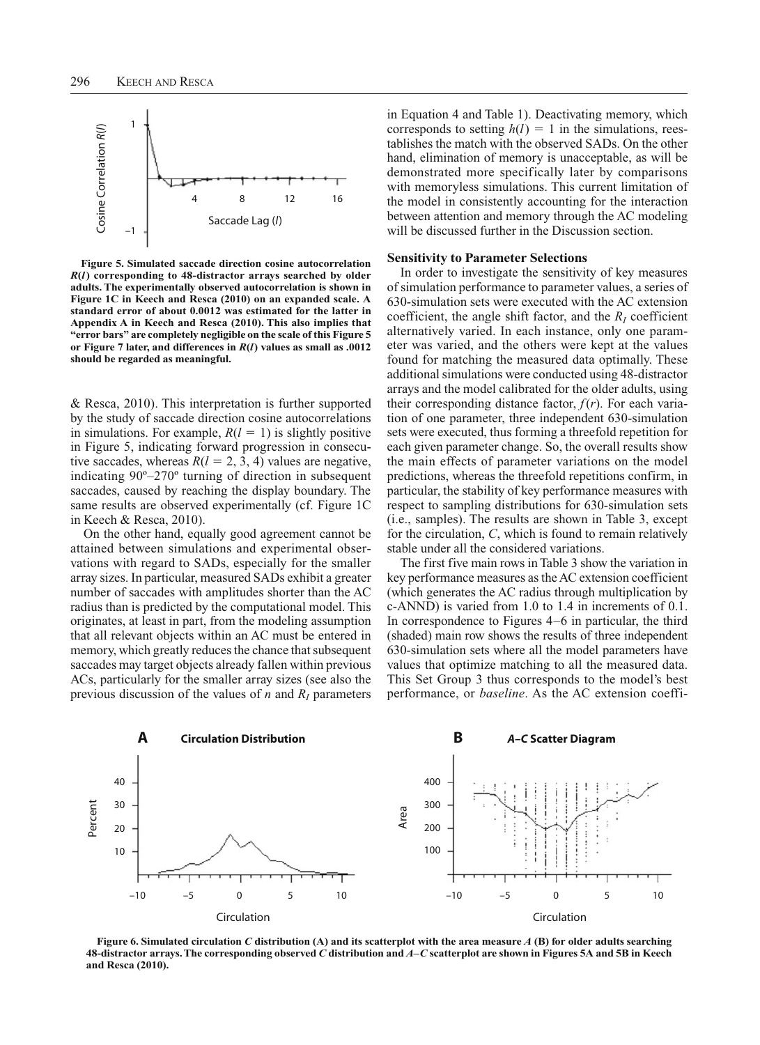**Figure 5. Simulated saccade direction cosine autocorrelation $R(l)$ corresponding to 48-distractor arrays searched by older adults. The experimentally observed autocorrelation is shown in Figure 1C in Keech and Resca (2010) on an expanded scale. A standard error of about 0.0012 was estimated for the latter in Appendix A in Keech and Resca (2010). This also implies that "error bars" are completely negligible on the scale of this Figure 5 or Figure 7 later, and differences in $R(l)$ values as small as .0012 should be regarded as meaningful.**

& Resca, 2010). This interpretation is further supported by the study of saccade direction cosine autocorrelations in simulations. For example, $R(l = 1)$ is slightly positive in Figure 5, indicating forward progression in consecutive saccades, whereas $R(l = 2, 3, 4)$ values are negative, indicating 90º–270º turning of direction in subsequent saccades, caused by reaching the display boundary. The same results are observed experimentally (cf. Figure 1C in Keech & Resca, 2010).

On the other hand, equally good agreement cannot be attained between simulations and experimental observations with regard to SADs, especially for the smaller array sizes. In particular, measured SADs exhibit a greater number of saccades with amplitudes shorter than the AC radius than is predicted by the computational model. This originates, at least in part, from the modeling assumption that all relevant objects within an AC must be entered in memory, which greatly reduces the chance that subsequent saccades may target objects already fallen within previous ACs, particularly for the smaller array sizes (see also the previous discussion of the values of $n$ and $R_I$ parameters in Equation 4 and Table 1). Deactivating memory, which corresponds to setting $h(l) = 1$ in the simulations, reestablishes the match with the observed SADs. On the other hand, elimination of memory is unacceptable, as will be demonstrated more specifically later by comparisons with memoryless simulations. This current limitation of the model in consistently accounting for the interaction between attention and memory through the AC modeling will be discussed further in the Discussion section.

### Sensitivity to Parameter Selections

In order to investigate the sensitivity of key measures of simulation performance to parameter values, a series of 630-simulation sets were executed with the AC extension coefficient, the angle shift factor, and the $R_I$ coefficient alternatively varied. In each instance, only one parameter was varied, and the others were kept at the values found for matching the measured data optimally. These additional simulations were conducted using 48-distractor arrays and the model calibrated for the older adults, using their corresponding distance factor, $f(r)$. For each variation of one parameter, three independent 630-simulation sets were executed, thus forming a threefold repetition for each given parameter change. So, the overall results show the main effects of parameter variations on the model predictions, whereas the threefold repetitions confirm, in particular, the stability of key performance measures with respect to sampling distributions for 630-simulation sets (i.e., samples). The results are shown in Table 3, except for the circulation, $C$, which is found to remain relatively stable under all the considered variations.

The first five main rows in Table 3 show the variation in key performance measures as the AC extension coefficient (which generates the AC radius through multiplication by c-ANND) is varied from 1.0 to 1.4 in increments of 0.1. In correspondence to Figures 4–6 in particular, the third (shaded) main row shows the results of three independent 630-simulation sets where all the model parameters have values that optimize matching to all the measured data. This Set Group 3 thus corresponds to the model's best performance, or *baseline*. As the AC extension coeffi-

**Figure 6. Simulated circulation $C$ distribution (A) and its scatterplot with the area measure $A$ (B) for older adults searching 48-distractor arrays. The corresponding observed $C$ distribution and $A$–$C$ scatterplot are shown in Figures 5A and 5B in Keech and Resca (2010).**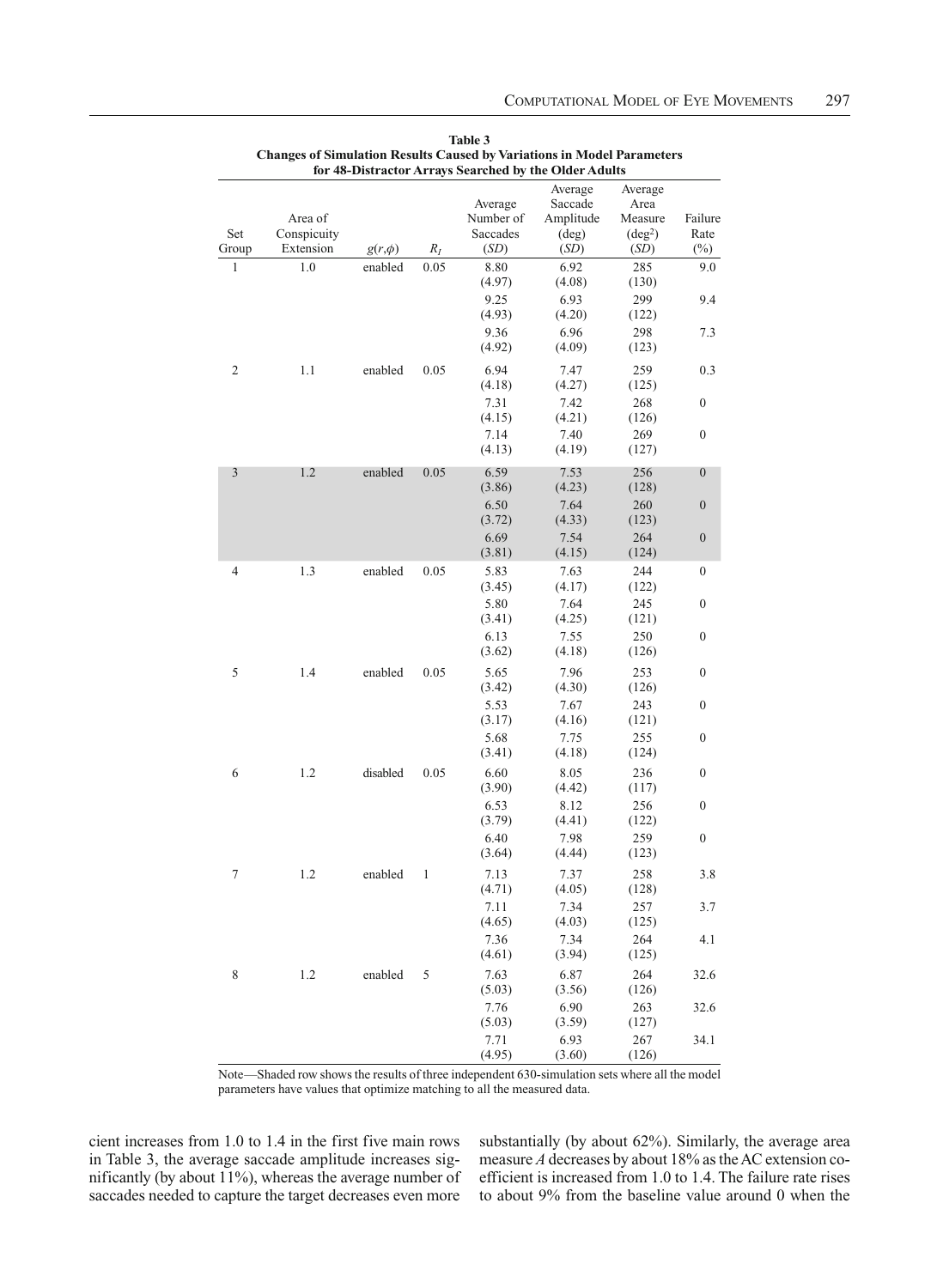**Table 3**
**Changes of Simulation Results Caused by Variations in Model Parameters for 48-Distractor Arrays Searched by the Older Adults**

| Set Group | Area of Conspicuity Extension | $g(r,\phi)$ | $R_I$ | Average Number of Saccades (*SD*) | Average Saccade Amplitude (deg) (*SD*) | Average Area Measure (deg$^2$) (*SD*) | Failure Rate (%) |
|---|---|---|---|---|---|---|---|
| 1 | 1.0 | enabled | 0.05 | 8.80 (4.97) | 6.92 (4.08) | 285 (130) | 9.0 |
| | | | | 9.25 (4.93) | 6.93 (4.20) | 299 (122) | 9.4 |
| | | | | 9.36 (4.92) | 6.96 (4.09) | 298 (123) | 7.3 |
| 2 | 1.1 | enabled | 0.05 | 6.94 (4.18) | 7.47 (4.27) | 259 (125) | 0.3 |
| | | | | 7.31 (4.15) | 7.42 (4.21) | 268 (126) | 0 |
| | | | | 7.14 (4.13) | 7.40 (4.19) | 269 (127) | 0 |
| 3 | 1.2 | enabled | 0.05 | 6.59 (3.86) | 7.53 (4.23) | 256 (128) | 0 |
| | | | | 6.50 (3.72) | 7.64 (4.33) | 260 (123) | 0 |
| | | | | 6.69 (3.81) | 7.54 (4.15) | 264 (124) | 0 |
| 4 | 1.3 | enabled | 0.05 | 5.83 (3.45) | 7.63 (4.17) | 244 (122) | 0 |
| | | | | 5.80 (3.41) | 7.64 (4.25) | 245 (121) | 0 |
| | | | | 6.13 (3.62) | 7.55 (4.18) | 250 (126) | 0 |
| 5 | 1.4 | enabled | 0.05 | 5.65 (3.42) | 7.96 (4.30) | 253 (126) | 0 |
| | | | | 5.53 (3.17) | 7.67 (4.16) | 243 (121) | 0 |
| | | | | 5.68 (3.41) | 7.75 (4.18) | 255 (124) | 0 |
| 6 | 1.2 | disabled | 0.05 | 6.60 (3.90) | 8.05 (4.42) | 236 (117) | 0 |
| | | | | 6.53 (3.79) | 8.12 (4.41) | 256 (122) | 0 |
| | | | | 6.40 (3.64) | 7.98 (4.44) | 259 (123) | 0 |
| 7 | 1.2 | enabled | 1 | 7.13 (4.71) | 7.37 (4.05) | 258 (128) | 3.8 |
| | | | | 7.11 (4.65) | 7.34 (4.03) | 257 (125) | 3.7 |
| | | | | 7.36 (4.61) | 7.34 (3.94) | 264 (125) | 4.1 |
| 8 | 1.2 | enabled | 5 | 7.63 (5.03) | 6.87 (3.56) | 264 (126) | 32.6 |
| | | | | 7.76 (5.03) | 6.90 (3.59) | 263 (127) | 32.6 |
| | | | | 7.71 (4.95) | 6.93 (3.60) | 267 (126) | 34.1 |

Note—Shaded row shows the results of three independent 630-simulation sets where all the model parameters have values that optimize matching to all the measured data.

cient increases from 1.0 to 1.4 in the first five main rows in Table 3, the average saccade amplitude increases significantly (by about 11%), whereas the average number of saccades needed to capture the target decreases even more substantially (by about 62%). Similarly, the average area measure *A* decreases by about 18% as the AC extension coefficient is increased from 1.0 to 1.4. The failure rate rises to about 9% from the baseline value around 0 when the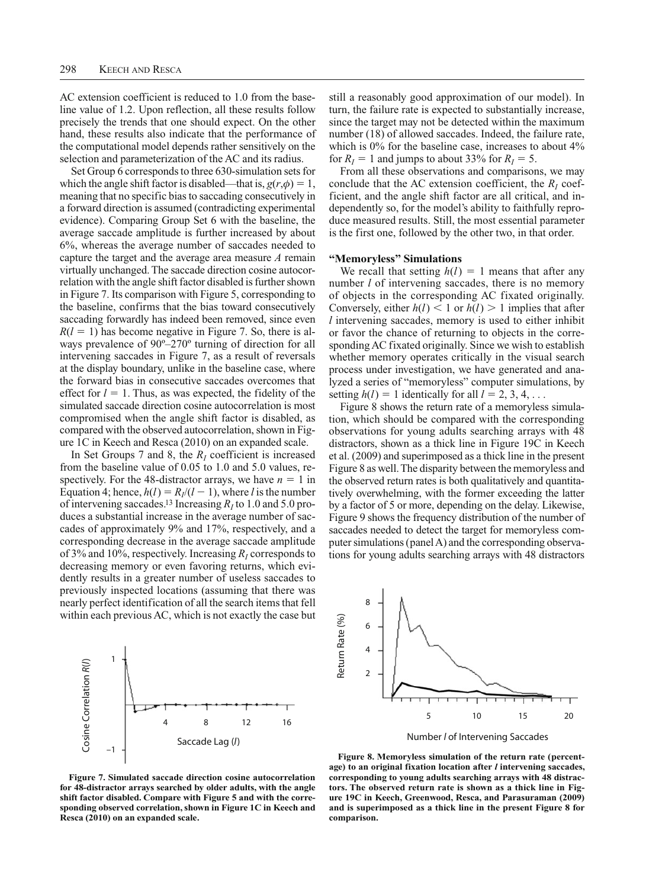AC extension coefficient is reduced to 1.0 from the baseline value of 1.2. Upon reflection, all these results follow precisely the trends that one should expect. On the other hand, these results also indicate that the performance of the computational model depends rather sensitively on the selection and parameterization of the AC and its radius.

Set Group 6 corresponds to three 630-simulation sets for which the angle shift factor is disabled—that is, $g(r,\phi) = 1$, meaning that no specific bias to saccading consecutively in a forward direction is assumed (contradicting experimental evidence). Comparing Group Set 6 with the baseline, the average saccade amplitude is further increased by about 6%, whereas the average number of saccades needed to capture the target and the average area measure $A$ remain virtually unchanged. The saccade direction cosine autocorrelation with the angle shift factor disabled is further shown in Figure 7. Its comparison with Figure 5, corresponding to the baseline, confirms that the bias toward consecutively saccading forwardly has indeed been removed, since even $R(l = 1)$ has become negative in Figure 7. So, there is always prevalence of 90º–270º turning of direction for all intervening saccades in Figure 7, as a result of reversals at the display boundary, unlike in the baseline case, where the forward bias in consecutive saccades overcomes that effect for $l = 1$. Thus, as was expected, the fidelity of the simulated saccade direction cosine autocorrelation is most compromised when the angle shift factor is disabled, as compared with the observed autocorrelation, shown in Figure 1C in Keech and Resca (2010) on an expanded scale.

In Set Groups 7 and 8, the $R_I$ coefficient is increased from the baseline value of 0.05 to 1.0 and 5.0 values, respectively. For the 48-distractor arrays, we have $n = 1$ in Equation 4; hence, $h(l) = R_I/(l - 1)$, where $l$ is the number of intervening saccades.[13] Increasing $R_I$ to 1.0 and 5.0 produces a substantial increase in the average number of saccades of approximately 9% and 17%, respectively, and a corresponding decrease in the average saccade amplitude of 3% and 10%, respectively. Increasing $R_I$ corresponds to decreasing memory or even favoring returns, which evidently results in a greater number of useless saccades to previously inspected locations (assuming that there was nearly perfect identification of all the search items that fell within each previous AC, which is not exactly the case but still a reasonably good approximation of our model). In turn, the failure rate is expected to substantially increase, since the target may not be detected within the maximum number (18) of allowed saccades. Indeed, the failure rate, which is 0% for the baseline case, increases to about 4% for $R_I = 1$ and jumps to about 33% for $R_I = 5$.

From all these observations and comparisons, we may conclude that the AC extension coefficient, the $R_I$ coefficient, and the angle shift factor are all critical, and independently so, for the model's ability to faithfully reproduce measured results. Still, the most essential parameter is the first one, followed by the other two, in that order.

### "Memoryless" Simulations

We recall that setting $h(l) = 1$ means that after any number $l$ of intervening saccades, there is no memory of objects in the corresponding AC fixated originally. Conversely, either $h(l) < 1$ or $h(l) > 1$ implies that after $l$ intervening saccades, memory is used to either inhibit or favor the chance of returning to objects in the corresponding AC fixated originally. Since we wish to establish whether memory operates critically in the visual search process under investigation, we have generated and analyzed a series of "memoryless" computer simulations, by setting $h(l) = 1$ identically for all $l = 2, 3, 4, \ldots$

Figure 8 shows the return rate of a memoryless simulation, which should be compared with the corresponding observations for young adults searching arrays with 48 distractors, shown as a thick line in Figure 19C in Keech et al. (2009) and superimposed as a thick line in the present Figure 8 as well. The disparity between the memoryless and the observed return rates is both qualitatively and quantitatively overwhelming, with the former exceeding the latter by a factor of 5 or more, depending on the delay. Likewise, Figure 9 shows the frequency distribution of the number of saccades needed to detect the target for memoryless computer simulations (panel A) and the corresponding observations for young adults searching arrays with 48 distractors

**Figure 7. Simulated saccade direction cosine autocorrelation for 48-distractor arrays searched by older adults, with the angle shift factor disabled. Compare with Figure 5 and with the corresponding observed correlation, shown in Figure 1C in Keech and Resca (2010) on an expanded scale.**

**Figure 8. Memoryless simulation of the return rate (percentage) to an original fixation location after $l$ intervening saccades, corresponding to young adults searching arrays with 48 distractors. The observed return rate is shown as a thick line in Figure 19C in Keech, Greenwood, Resca, and Parasuraman (2009) and is superimposed as a thick line in the present Figure 8 for comparison.**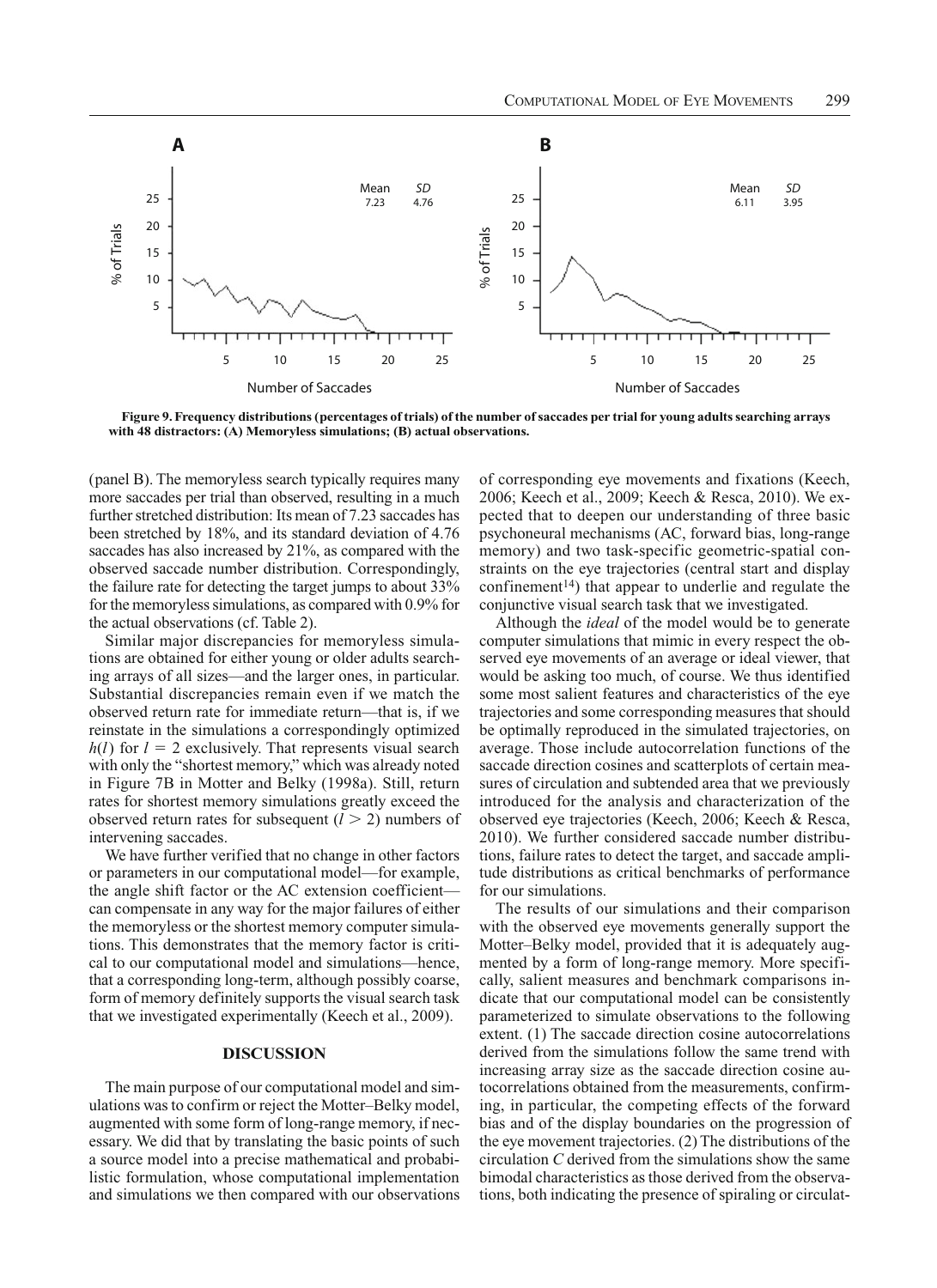**Figure 9. Frequency distributions (percentages of trials) of the number of saccades per trial for young adults searching arrays with 48 distractors: (A) Memoryless simulations; (B) actual observations.**

(panel B). The memoryless search typically requires many more saccades per trial than observed, resulting in a much further stretched distribution: Its mean of 7.23 saccades has been stretched by 18%, and its standard deviation of 4.76 saccades has also increased by 21%, as compared with the observed saccade number distribution. Correspondingly, the failure rate for detecting the target jumps to about 33% for the memoryless simulations, as compared with 0.9% for the actual observations (cf. Table 2).

Similar major discrepancies for memoryless simulations are obtained for either young or older adults searching arrays of all sizes—and the larger ones, in particular. Substantial discrepancies remain even if we match the observed return rate for immediate return—that is, if we reinstate in the simulations a correspondingly optimized $h(l)$ for $l = 2$ exclusively. That represents visual search with only the "shortest memory," which was already noted in Figure 7B in Motter and Belky (1998a). Still, return rates for shortest memory simulations greatly exceed the observed return rates for subsequent ($l > 2$) numbers of intervening saccades.

We have further verified that no change in other factors or parameters in our computational model—for example, the angle shift factor or the AC extension coefficient—can compensate in any way for the major failures of either the memoryless or the shortest memory computer simulations. This demonstrates that the memory factor is critical to our computational model and simulations—hence, that a corresponding long-term, although possibly coarse, form of memory definitely supports the visual search task that we investigated experimentally (Keech et al., 2009).

## DISCUSSION

The main purpose of our computational model and simulations was to confirm or reject the Motter–Belky model, augmented with some form of long-range memory, if necessary. We did that by translating the basic points of such a source model into a precise mathematical and probabilistic formulation, whose computational implementation and simulations we then compared with our observations of corresponding eye movements and fixations (Keech, 2006; Keech et al., 2009; Keech & Resca, 2010). We expected that to deepen our understanding of three basic psychoneural mechanisms (AC, forward bias, long-range memory) and two task-specific geometric-spatial constraints on the eye trajectories (central start and display confinement[14]) that appear to underlie and regulate the conjunctive visual search task that we investigated.

Although the *ideal* of the model would be to generate computer simulations that mimic in every respect the observed eye movements of an average or ideal viewer, that would be asking too much, of course. We thus identified some most salient features and characteristics of the eye trajectories and some corresponding measures that should be optimally reproduced in the simulated trajectories, on average. Those include autocorrelation functions of the saccade direction cosines and scatterplots of certain measures of circulation and subtended area that we previously introduced for the analysis and characterization of the observed eye trajectories (Keech, 2006; Keech & Resca, 2010). We further considered saccade number distributions, failure rates to detect the target, and saccade amplitude distributions as critical benchmarks of performance for our simulations.

The results of our simulations and their comparison with the observed eye movements generally support the Motter–Belky model, provided that it is adequately augmented by a form of long-range memory. More specifically, salient measures and benchmark comparisons indicate that our computational model can be consistently parameterized to simulate observations to the following extent. (1) The saccade direction cosine autocorrelations derived from the simulations follow the same trend with increasing array size as the saccade direction cosine autocorrelations obtained from the measurements, confirming, in particular, the competing effects of the forward bias and of the display boundaries on the progression of the eye movement trajectories. (2) The distributions of the circulation $C$ derived from the simulations show the same bimodal characteristics as those derived from the observations, both indicating the presence of spiraling or circulat-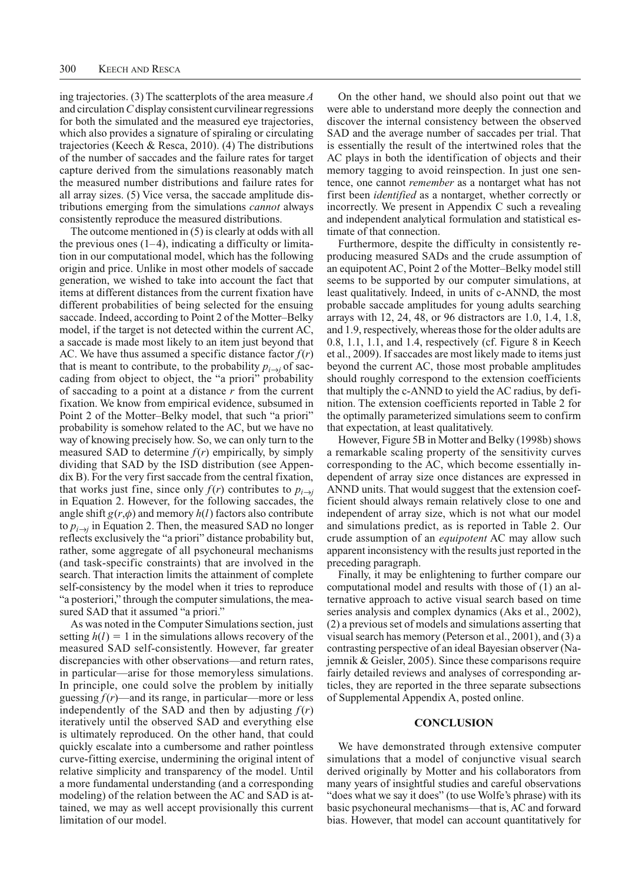ing trajectories. (3) The scatterplots of the area measure $A$ and circulation $C$ display consistent curvilinear regressions for both the simulated and the measured eye trajectories, which also provides a signature of spiraling or circulating trajectories (Keech & Resca, 2010). (4) The distributions of the number of saccades and the failure rates for target capture derived from the simulations reasonably match the measured number distributions and failure rates for all array sizes. (5) Vice versa, the saccade amplitude distributions emerging from the simulations *cannot* always consistently reproduce the measured distributions.

The outcome mentioned in (5) is clearly at odds with all the previous ones (1–4), indicating a difficulty or limitation in our computational model, which has the following origin and price. Unlike in most other models of saccade generation, we wished to take into account the fact that items at different distances from the current fixation have different probabilities of being selected for the ensuing saccade. Indeed, according to Point 2 of the Motter–Belky model, if the target is not detected within the current AC, a saccade is made most likely to an item just beyond that AC. We have thus assumed a specific distance factor $f(r)$ that is meant to contribute, to the probability $p_{i\to j}$ of saccading from object to object, the "a priori" probability of saccading to a point at a distance $r$ from the current fixation. We know from empirical evidence, subsumed in Point 2 of the Motter–Belky model, that such "a priori" probability is somehow related to the AC, but we have no way of knowing precisely how. So, we can only turn to the measured SAD to determine $f(r)$ empirically, by simply dividing that SAD by the ISD distribution (see Appendix B). For the very first saccade from the central fixation, that works just fine, since only $f(r)$ contributes to $p_{i\to j}$ in Equation 2. However, for the following saccades, the angle shift $g(r,\phi)$ and memory $h(l)$ factors also contribute to $p_{i\to j}$ in Equation 2. Then, the measured SAD no longer reflects exclusively the "a priori" distance probability but, rather, some aggregate of all psychoneural mechanisms (and task-specific constraints) that are involved in the search. That interaction limits the attainment of complete self-consistency by the model when it tries to reproduce "a posteriori," through the computer simulations, the measured SAD that it assumed "a priori."

As was noted in the Computer Simulations section, just setting $h(l) = 1$ in the simulations allows recovery of the measured SAD self-consistently. However, far greater discrepancies with other observations—and return rates, in particular—arise for those memoryless simulations. In principle, one could solve the problem by initially guessing $f(r)$—and its range, in particular—more or less independently of the SAD and then by adjusting $f(r)$ iteratively until the observed SAD and everything else is ultimately reproduced. On the other hand, that could quickly escalate into a cumbersome and rather pointless curve-fitting exercise, undermining the original intent of relative simplicity and transparency of the model. Until a more fundamental understanding (and a corresponding modeling) of the relation between the AC and SAD is attained, we may as well accept provisionally this current limitation of our model.

On the other hand, we should also point out that we were able to understand more deeply the connection and discover the internal consistency between the observed SAD and the average number of saccades per trial. That is essentially the result of the intertwined roles that the AC plays in both the identification of objects and their memory tagging to avoid reinspection. In just one sentence, one cannot *remember* as a nontarget what has not first been *identified* as a nontarget, whether correctly or incorrectly. We present in Appendix C such a revealing and independent analytical formulation and statistical estimate of that connection.

Furthermore, despite the difficulty in consistently reproducing measured SADs and the crude assumption of an equipotent AC, Point 2 of the Motter–Belky model still seems to be supported by our computer simulations, at least qualitatively. Indeed, in units of c-ANND, the most probable saccade amplitudes for young adults searching arrays with 12, 24, 48, or 96 distractors are 1.0, 1.4, 1.8, and 1.9, respectively, whereas those for the older adults are 0.8, 1.1, 1.1, and 1.4, respectively (cf. Figure 8 in Keech et al., 2009). If saccades are most likely made to items just beyond the current AC, those most probable amplitudes should roughly correspond to the extension coefficients that multiply the c-ANND to yield the AC radius, by definition. The extension coefficients reported in Table 2 for the optimally parameterized simulations seem to confirm that expectation, at least qualitatively.

However, Figure 5B in Motter and Belky (1998b) shows a remarkable scaling property of the sensitivity curves corresponding to the AC, which become essentially independent of array size once distances are expressed in ANND units. That would suggest that the extension coefficient should always remain relatively close to one and independent of array size, which is not what our model and simulations predict, as is reported in Table 2. Our crude assumption of an *equipotent* AC may allow such apparent inconsistency with the results just reported in the preceding paragraph.

Finally, it may be enlightening to further compare our computational model and results with those of (1) an alternative approach to active visual search based on time series analysis and complex dynamics (Aks et al., 2002), (2) a previous set of models and simulations asserting that visual search has memory (Peterson et al., 2001), and (3) a contrasting perspective of an ideal Bayesian observer (Najemnik & Geisler, 2005). Since these comparisons require fairly detailed reviews and analyses of corresponding articles, they are reported in the three separate subsections of Supplemental Appendix A, posted online.

## CONCLUSION

We have demonstrated through extensive computer simulations that a model of conjunctive visual search derived originally by Motter and his collaborators from many years of insightful studies and careful observations "does what we say it does" (to use Wolfe's phrase) with its basic psychoneural mechanisms—that is, AC and forward bias. However, that model can account quantitatively for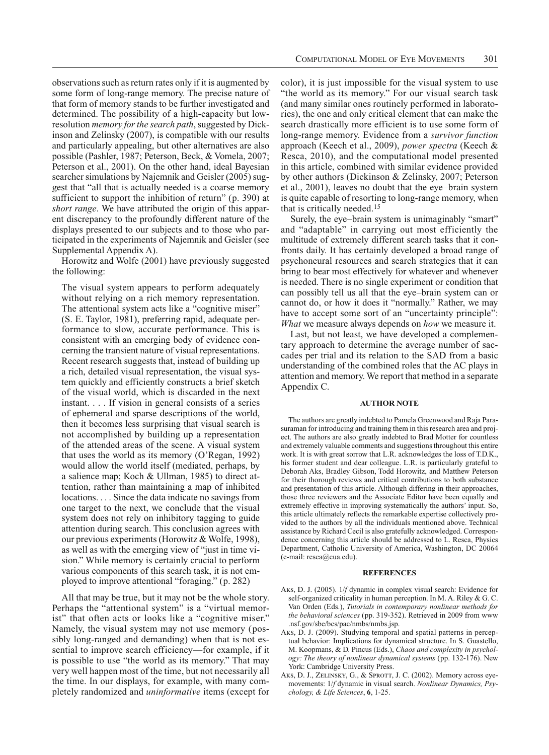observations such as return rates only if it is augmented by some form of long-range memory. The precise nature of that form of memory stands to be further investigated and determined. The possibility of a high-capacity but low-resolution *memory for the search path*, suggested by Dickinson and Zelinsky (2007), is compatible with our results and particularly appealing, but other alternatives are also possible (Pashler, 1987; Peterson, Beck, & Vomela, 2007; Peterson et al., 2001). On the other hand, ideal Bayesian searcher simulations by Najemnik and Geisler (2005) suggest that "all that is actually needed is a coarse memory sufficient to support the inhibition of return" (p. 390) at *short range*. We have attributed the origin of this apparent discrepancy to the profoundly different nature of the displays presented to our subjects and to those who participated in the experiments of Najemnik and Geisler (see Supplemental Appendix A).

Horowitz and Wolfe (2001) have previously suggested the following:

> The visual system appears to perform adequately without relying on a rich memory representation. The attentional system acts like a "cognitive miser" (S. E. Taylor, 1981), preferring rapid, adequate performance to slow, accurate performance. This is consistent with an emerging body of evidence concerning the transient nature of visual representations. Recent research suggests that, instead of building up a rich, detailed visual representation, the visual system quickly and efficiently constructs a brief sketch of the visual world, which is discarded in the next instant. . . . If vision in general consists of a series of ephemeral and sparse descriptions of the world, then it becomes less surprising that visual search is not accomplished by building up a representation of the attended areas of the scene. A visual system that uses the world as its memory (O'Regan, 1992) would allow the world itself (mediated, perhaps, by a salience map; Koch & Ullman, 1985) to direct attention, rather than maintaining a map of inhibited locations. . . . Since the data indicate no savings from one target to the next, we conclude that the visual system does not rely on inhibitory tagging to guide attention during search. This conclusion agrees with our previous experiments (Horowitz & Wolfe, 1998), as well as with the emerging view of "just in time vision." While memory is certainly crucial to perform various components of this search task, it is not employed to improve attentional "foraging." (p. 282)

All that may be true, but it may not be the whole story. Perhaps the "attentional system" is a "virtual memorist" that often acts or looks like a "cognitive miser." Namely, the visual system may not use memory (possibly long-ranged and demanding) when that is not essential to improve search efficiency—for example, if it is possible to use "the world as its memory." That may very well happen most of the time, but not necessarily all the time. In our displays, for example, with many completely randomized and *uninformative* items (except for color), it is just impossible for the visual system to use "the world as its memory." For our visual search task (and many similar ones routinely performed in laboratories), the one and only critical element that can make the search drastically more efficient is to use some form of long-range memory. Evidence from a *survivor function* approach (Keech et al., 2009), *power spectra* (Keech & Resca, 2010), and the computational model presented in this article, combined with similar evidence provided by other authors (Dickinson & Zelinsky, 2007; Peterson et al., 2001), leaves no doubt that the eye–brain system is quite capable of resorting to long-range memory, when that is critically needed.[15]

Surely, the eye–brain system is unimaginably "smart" and "adaptable" in carrying out most efficiently the multitude of extremely different search tasks that it confronts daily. It has certainly developed a broad range of psychoneural resources and search strategies that it can bring to bear most effectively for whatever and whenever is needed. There is no single experiment or condition that can possibly tell us all that the eye–brain system can or cannot do, or how it does it "normally." Rather, we may have to accept some sort of an "uncertainty principle": *What* we measure always depends on *how* we measure it.

Last, but not least, we have developed a complementary approach to determine the average number of saccades per trial and its relation to the SAD from a basic understanding of the combined roles that the AC plays in attention and memory. We report that method in a separate Appendix C.

## AUTHOR NOTE

The authors are greatly indebted to Pamela Greenwood and Raja Parasuraman for introducing and training them in this research area and project. The authors are also greatly indebted to Brad Motter for countless and extremely valuable comments and suggestions throughout this entire work. It is with great sorrow that L.R. acknowledges the loss of T.D.K., his former student and dear colleague. L.R. is particularly grateful to Deborah Aks, Bradley Gibson, Todd Horowitz, and Matthew Peterson for their thorough reviews and critical contributions to both substance and presentation of this article. Although differing in their approaches, those three reviewers and the Associate Editor have been equally and extremely effective in improving systematically the authors' input. So, this article ultimately reflects the remarkable expertise collectively provided to the authors by all the individuals mentioned above. Technical assistance by Richard Cecil is also gratefully acknowledged. Correspondence concerning this article should be addressed to L. Resca, Physics Department, Catholic University of America, Washington, DC 20064 (e-mail: resca@cua.edu).

## REFERENCES

Aks, D. J. (2005). 1/*f* dynamic in complex visual search: Evidence for self-organized criticality in human perception. In M. A. Riley & G. C. Van Orden (Eds.), *Tutorials in contemporary nonlinear methods for the behavioral sciences* (pp. 319-352). Retrieved in 2009 from www.nsf.gov/sbe/bcs/pac/nmbs/nmbs.jsp.

Aks, D. J. (2009). Studying temporal and spatial patterns in perceptual behavior: Implications for dynamical structure. In S. Guastello, M. Koopmans, & D. Pincus (Eds.), *Chaos and complexity in psychology: The theory of nonlinear dynamical systems* (pp. 132-176). New York: Cambridge University Press.

Aks, D. J., Zelinsky, G., & Sprott, J. C. (2002). Memory across eye-movements: 1/*f* dynamic in visual search. *Nonlinear Dynamics, Psychology, & Life Sciences*, **6**, 1-25.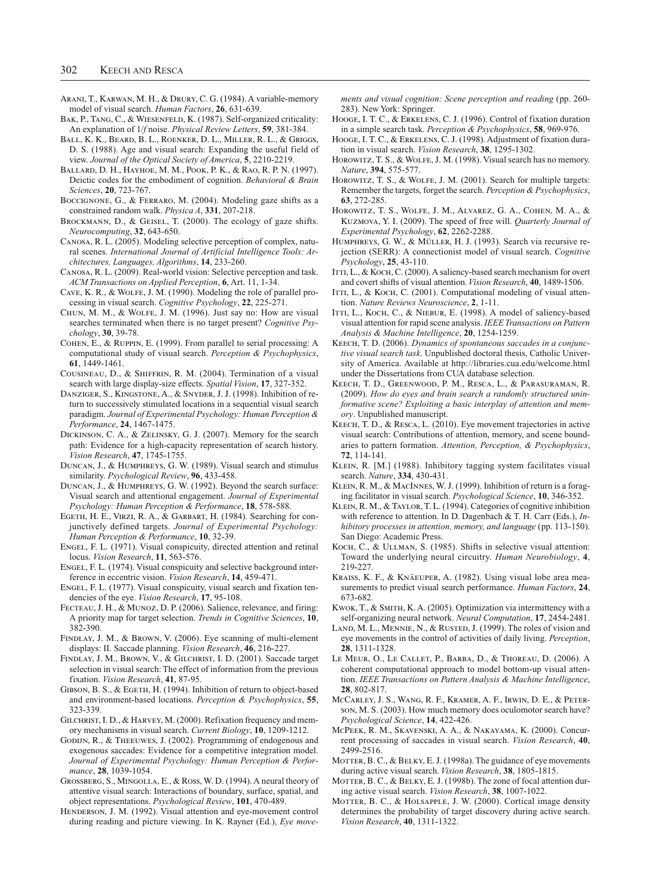Arani, T., Karwan, M. H., & Drury, C. G. (1984). A variable-memory model of visual search. *Human Factors*, **26**, 631-639.

Bak, P., Tang, C., & Wiesenfeld, K. (1987). Self-organized criticality: An explanation of 1/*f* noise. *Physical Review Letters*, **59**, 381-384.

Ball, K. K., Beard, B. L., Roenker, D. L., Miller, R. L., & Griggs, D. S. (1988). Age and visual search: Expanding the useful field of view. *Journal of the Optical Society of America*, **5**, 2210-2219.

Ballard, D. H., Hayhoe, M. M., Pook, P. K., & Rao, R. P. N. (1997). Deictic codes for the embodiment of cognition. *Behavioral & Brain Sciences*, **20**, 723-767.

Boccignone, G., & Ferraro, M. (2004). Modeling gaze shifts as a constrained random walk. *Physica A*, **331**, 207-218.

Brockmann, D., & Geisel, T. (2000). The ecology of gaze shifts. *Neurocomputing*, **32**, 643-650.

Canosa, R. L. (2005). Modeling selective perception of complex, natural scenes. *International Journal of Artificial Intelligence Tools: Architectures, Languages, Algorithms*, **14**, 233-260.

Canosa, R. L. (2009). Real-world vision: Selective perception and task. *ACM Transactions on Applied Perception*, **6**, Art. 11, 1-34.

Cave, K. R., & Wolfe, J. M. (1990). Modeling the role of parallel processing in visual search. *Cognitive Psychology*, **22**, 225-271.

Chun, M. M., & Wolfe, J. M. (1996). Just say no: How are visual searches terminated when there is no target present? *Cognitive Psychology*, **30**, 39-78.

Cohen, E., & Ruppin, E. (1999). From parallel to serial processing: A computational study of visual search. *Perception & Psychophysics*, **61**, 1449-1461.

Cousineau, D., & Shiffrin, R. M. (2004). Termination of a visual search with large display-size effects. *Spatial Vision*, **17**, 327-352.

Danziger, S., Kingstone, A., & Snyder, J. J. (1998). Inhibition of return to successively stimulated locations in a sequential visual search paradigm. *Journal of Experimental Psychology: Human Perception & Performance*, **24**, 1467-1475.

Dickinson, C. A., & Zelinsky, G. J. (2007). Memory for the search path: Evidence for a high-capacity representation of search history. *Vision Research*, **47**, 1745-1755.

Duncan, J., & Humphreys, G. W. (1989). Visual search and stimulus similarity. *Psychological Review*, **96**, 433-458.

Duncan, J., & Humphreys, G. W. (1992). Beyond the search surface: Visual search and attentional engagement. *Journal of Experimental Psychology: Human Perception & Performance*, **18**, 578-588.

Egeth, H. E., Virzi, R. A., & Garbart, H. (1984). Searching for conjunctively defined targets. *Journal of Experimental Psychology: Human Perception & Performance*, **10**, 32-39.

Engel, F. L. (1971). Visual conspicuity, directed attention and retinal locus. *Vision Research*, **11**, 563-576.

Engel, F. L. (1974). Visual conspicuity and selective background interference in eccentric vision. *Vision Research*, **14**, 459-471.

Engel, F. L. (1977). Visual conspicuity, visual search and fixation tendencies of the eye. *Vision Research*, **17**, 95-108.

Fecteau, J. H., & Munoz, D. P. (2006). Salience, relevance, and firing: A priority map for target selection. *Trends in Cognitive Sciences*, **10**, 382-390.

Findlay, J. M., & Brown, V. (2006). Eye scanning of multi-element displays: II. Saccade planning. *Vision Research*, **46**, 216-227.

Findlay, J. M., Brown, V., & Gilchrist, I. D. (2001). Saccade target selection in visual search: The effect of information from the previous fixation. *Vision Research*, **41**, 87-95.

Gibson, B. S., & Egeth, H. (1994). Inhibition of return to object-based and environment-based locations. *Perception & Psychophysics*, **55**, 323-339.

Gilchrist, I. D., & Harvey, M. (2000). Refixation frequency and memory mechanisms in visual search. *Current Biology*, **10**, 1209-1212.

Godijn, R., & Theeuwes, J. (2002). Programming of endogenous and exogenous saccades: Evidence for a competitive integration model. *Journal of Experimental Psychology: Human Perception & Performance*, **28**, 1039-1054.

Grossberg, S., Mingolla, E., & Ross, W. D. (1994). A neural theory of attentive visual search: Interactions of boundary, surface, spatial, and object representations. *Psychological Review*, **101**, 470-489.

Henderson, J. M. (1992). Visual attention and eye-movement control during reading and picture viewing. In K. Rayner (Ed.), *Eye movements and visual cognition: Scene perception and reading* (pp. 260-283). New York: Springer.

Hooge, I. T. C., & Erkelens, C. J. (1996). Control of fixation duration in a simple search task. *Perception & Psychophysics*, **58**, 969-976.

Hooge, I. T. C., & Erkelens, C. J. (1998). Adjustment of fixation duration in visual search. *Vision Research*, **38**, 1295-1302.

Horowitz, T. S., & Wolfe, J. M. (1998). Visual search has no memory. *Nature*, **394**, 575-577.

Horowitz, T. S., & Wolfe, J. M. (2001). Search for multiple targets: Remember the targets, forget the search. *Perception & Psychophysics*, **63**, 272-285.

Horowitz, T. S., Wolfe, J. M., Alvarez, G. A., Cohen, M. A., & Kuzmova, Y. I. (2009). The speed of free will. *Quarterly Journal of Experimental Psychology*, **62**, 2262-2288.

Humphreys, G. W., & Müller, H. J. (1993). Search via recursive rejection (SERR): A connectionist model of visual search. *Cognitive Psychology*, **25**, 43-110.

Itti, L., & Koch, C. (2000). A saliency-based search mechanism for overt and covert shifts of visual attention. *Vision Research*, **40**, 1489-1506.

Itti, L., & Koch, C. (2001). Computational modeling of visual attention. *Nature Reviews Neuroscience*, **2**, 1-11.

Itti, L., Koch, C., & Niebur, E. (1998). A model of saliency-based visual attention for rapid scene analysis. *IEEE Transactions on Pattern Analysis & Machine Intelligence*, **20**, 1254-1259.

Keech, T. D. (2006). *Dynamics of spontaneous saccades in a conjunctive visual search task*. Unpublished doctoral thesis, Catholic University of America. Available at http://libraries.cua.edu/welcome.html under the Dissertations from CUA database selection.

Keech, T. D., Greenwood, P. M., Resca, L., & Parasuraman, R. (2009). *How do eyes and brain search a randomly structured uninformative scene? Exploiting a basic interplay of attention and memory*. Unpublished manuscript.

Keech, T. D., & Resca, L. (2010). Eye movement trajectories in active visual search: Contributions of attention, memory, and scene boundaries to pattern formation. *Attention, Perception, & Psychophysics*, **72**, 114-141.

Klein, R. [M.] (1988). Inhibitory tagging system facilitates visual search. *Nature*, **334**, 430-431.

Klein, R. M., & MacInnes, W. J. (1999). Inhibition of return is a foraging facilitator in visual search. *Psychological Science*, **10**, 346-352.

Klein, R. M., & Taylor, T. L. (1994). Categories of cognitive inhibition with reference to attention. In D. Dagenbach & T. H. Carr (Eds.), *Inhibitory processes in attention, memory, and language* (pp. 113-150). San Diego: Academic Press.

Koch, C., & Ullman, S. (1985). Shifts in selective visual attention: Toward the underlying neural circuitry. *Human Neurobiology*, **4**, 219-227.

Kraiss, K. F., & Knäeuper, A. (1982). Using visual lobe area measurements to predict visual search performance. *Human Factors*, **24**, 673-682.

Kwok, T., & Smith, K. A. (2005). Optimization via intermittency with a self-organizing neural network. *Neural Computation*, **17**, 2454-2481.

Land, M. L., Mennie, N., & Rusted, J. (1999). The roles of vision and eye movements in the control of activities of daily living. *Perception*, **28**, 1311-1328.

Le Meur, O., Le Callet, P., Barba, D., & Thoreau, D. (2006). A coherent computational approach to model bottom-up visual attention. *IEEE Transactions on Pattern Analysis & Machine Intelligence*, **28**, 802-817.

McCarley, J. S., Wang, R. F., Kramer, A. F., Irwin, D. E., & Peterson, M. S. (2003). How much memory does oculomotor search have? *Psychological Science*, **14**, 422-426.

McPeek, R. M., Skavenski, A. A., & Nakayama, K. (2000). Concurrent processing of saccades in visual search. *Vision Research*, **40**, 2499-2516.

Motter, B. C., & Belky, E. J. (1998a). The guidance of eye movements during active visual search. *Vision Research*, **38**, 1805-1815.

Motter, B. C., & Belky, E. J. (1998b). The zone of focal attention during active visual search. *Vision Research*, **38**, 1007-1022.

Motter, B. C., & Holsapple, J. W. (2000). Cortical image density determines the probability of target discovery during active search. *Vision Research*, **40**, 1311-1322.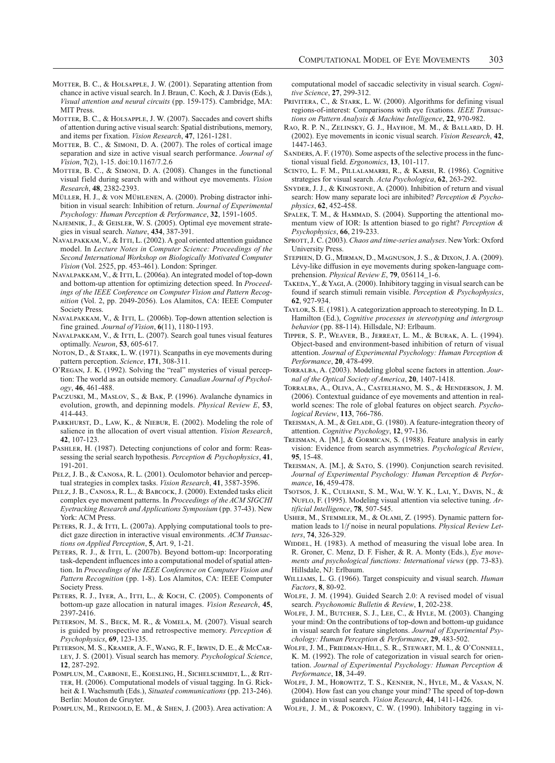Motter, B. C., & Holsapple, J. W. (2001). Separating attention from chance in active visual search. In J. Braun, C. Koch, & J. Davis (Eds.), *Visual attention and neural circuits* (pp. 159-175). Cambridge, MA: MIT Press.

Motter, B. C., & Holsapple, J. W. (2007). Saccades and covert shifts of attention during active visual search: Spatial distributions, memory, and items per fixation. *Vision Research*, **47**, 1261-1281.

Motter, B. C., & Simoni, D. A. (2007). The roles of cortical image separation and size in active visual search performance. *Journal of Vision*, **7**(2), 1-15. doi:10.1167/7.2.6

Motter, B. C., & Simoni, D. A. (2008). Changes in the functional visual field during search with and without eye movements. *Vision Research*, **48**, 2382-2393.

Müller, H. J., & von Mühlenen, A. (2000). Probing distractor inhibition in visual search: Inhibition of return. *Journal of Experimental Psychology: Human Perception & Performance*, **32**, 1591-1605.

Najemnik, J., & Geisler, W. S. (2005). Optimal eye movement strategies in visual search. *Nature*, **434**, 387-391.

Navalpakkam, V., & Itti, L. (2002). A goal oriented attention guidance model. In *Lecture Notes in Computer Science: Proceedings of the Second International Workshop on Biologically Motivated Computer Vision* (Vol. 2525, pp. 453-461). London: Springer.

Navalpakkam, V., & Itti, L. (2006a). An integrated model of top-down and bottom-up attention for optimizing detection speed. In *Proceedings of the IEEE Conference on Computer Vision and Pattern Recognition* (Vol. 2, pp. 2049-2056). Los Alamitos, CA: IEEE Computer Society Press.

Navalpakkam, V., & Itti, L. (2006b). Top-down attention selection is fine grained. *Journal of Vision*, **6**(11), 1180-1193.

Navalpakkam, V., & Itti, L. (2007). Search goal tunes visual features optimally. *Neuron*, **53**, 605-617.

Noton, D., & Stark, L. W. (1971). Scanpaths in eye movements during pattern perception. *Science*, **171**, 308-311.

O'Regan, J. K. (1992). Solving the "real" mysteries of visual perception: The world as an outside memory. *Canadian Journal of Psychology*, **46**, 461-488.

Paczuski, M., Maslov, S., & Bak, P. (1996). Avalanche dynamics in evolution, growth, and depinning models. *Physical Review E*, **53**, 414-443.

Parkhurst, D., Law, K., & Niebur, E. (2002). Modeling the role of salience in the allocation of overt visual attention. *Vision Research*, **42**, 107-123.

Pashler, H. (1987). Detecting conjunctions of color and form: Reassessing the serial search hypothesis. *Perception & Psychophysics*, **41**, 191-201.

Pelz, J. B., & Canosa, R. L. (2001). Oculomotor behavior and perceptual strategies in complex tasks. *Vision Research*, **41**, 3587-3596.

Pelz, J. B., Canosa, R. L., & Babcock, J. (2000). Extended tasks elicit complex eye movement patterns. In *Proceedings of the ACM SIGCHI Eyetracking Research and Applications Symposium* (pp. 37-43). New York: ACM Press.

Peters, R. J., & Itti, L. (2007a). Applying computational tools to predict gaze direction in interactive visual environments. *ACM Transactions on Applied Perception*, **5**, Art. 9, 1-21.

Peters, R. J., & Itti, L. (2007b). Beyond bottom-up: Incorporating task-dependent influences into a computational model of spatial attention. In *Proceedings of the IEEE Conference on Computer Vision and Pattern Recognition* (pp. 1-8). Los Alamitos, CA: IEEE Computer Society Press.

Peters, R. J., Iyer, A., Itti, L., & Koch, C. (2005). Components of bottom-up gaze allocation in natural images. *Vision Research*, **45**, 2397-2416.

Peterson, M. S., Beck, M. R., & Vomela, M. (2007). Visual search is guided by prospective and retrospective memory. *Perception & Psychophysics*, **69**, 123-135.

Peterson, M. S., Kramer, A. F., Wang, R. F., Irwin, D. E., & McCarley, J. S. (2001). Visual search has memory. *Psychological Science*, **12**, 287-292.

Pomplun, M., Carbone, E., Koesling, H., Sichelschmidt, L., & Ritter, H. (2006). Computational models of visual tagging. In G. Rickheit & I. Wachsmuth (Eds.), *Situated communications* (pp. 213-246). Berlin: Mouton de Gruyter.

Pomplun, M., Reingold, E. M., & Shen, J. (2003). Area activation: A computational model of saccadic selectivity in visual search. *Cognitive Science*, **27**, 299-312.

Privitera, C., & Stark, L. W. (2000). Algorithms for defining visual regions-of-interest: Comparisons with eye fixations. *IEEE Transactions on Pattern Analysis & Machine Intelligence*, **22**, 970-982.

Rao, R. P. N., Zelinsky, G. J., Hayhoe, M. M., & Ballard, D. H. (2002). Eye movements in iconic visual search. *Vision Research*, **42**, 1447-1463.

Sanders, A. F. (1970). Some aspects of the selective process in the functional visual field. *Ergonomics*, **13**, 101-117.

Scinto, L. F. M., Pillalamarri, R., & Karsh, R. (1986). Cognitive strategies for visual search. *Acta Psychologica*, **62**, 263-292.

Snyder, J. J., & Kingstone, A. (2000). Inhibition of return and visual search: How many separate loci are inhibited? *Perception & Psychophysics*, **62**, 452-458.

Spalek, T. M., & Hammad, S. (2004). Supporting the attentional momentum view of IOR: Is attention biased to go right? *Perception & Psychophysics*, **66**, 219-233.

Sprott, J. C. (2003). *Chaos and time-series analyses*. New York: Oxford University Press.

Stephen, D. G., Mirman, D., Magnuson, J. S., & Dixon, J. A. (2009). Lévy-like diffusion in eye movements during spoken-language comprehension. *Physical Review E*, **79**, 056114_1-6.

Takeda, Y., & Yagi, A. (2000). Inhibitory tagging in visual search can be found if search stimuli remain visible. *Perception & Psychophysics*, **62**, 927-934.

Taylor, S. E. (1981). A categorization approach to stereotyping. In D. L. Hamilton (Ed.), *Cognitive processes in stereotyping and intergroup behavior* (pp. 88-114). Hillsdale, NJ: Erlbaum.

Tipper, S. P., Weaver, B., Jerreat, L. M., & Burak, A. L. (1994). Object-based and environment-based inhibition of return of visual attention. *Journal of Experimental Psychology: Human Perception & Performance*, **20**, 478-499.

Torralba, A. (2003). Modeling global scene factors in attention. *Journal of the Optical Society of America*, **20**, 1407-1418.

Torralba, A., Oliva, A., Castelhano, M. S., & Henderson, J. M. (2006). Contextual guidance of eye movements and attention in real-world scenes: The role of global features on object search. *Psychological Review*, **113**, 766-786.

Treisman, A. M., & Gelade, G. (1980). A feature-integration theory of attention. *Cognitive Psychology*, **12**, 97-136.

Treisman, A. [M.], & Gormican, S. (1988). Feature analysis in early vision: Evidence from search asymmetries. *Psychological Review*, **95**, 15-48.

Treisman, A. [M.], & Sato, S. (1990). Conjunction search revisited. *Journal of Experimental Psychology: Human Perception & Performance*, **16**, 459-478.

Tsotsos, J. K., Culhane, S. M., Wai, W. Y. K., Lai, Y., Davis, N., & Nuflo, F. (1995). Modeling visual attention via selective tuning. *Artificial Intelligence*, **78**, 507-545.

Usher, M., Stemmler, M., & Olami, Z. (1995). Dynamic pattern formation leads to 1/*f* noise in neural populations. *Physical Review Letters*, **74**, 326-329.

Widdel, H. (1983). A method of measuring the visual lobe area. In R. Groner, C. Menz, D. F. Fisher, & R. A. Monty (Eds.), *Eye movements and psychological functions: International views* (pp. 73-83). Hillsdale, NJ: Erlbaum.

Williams, L. G. (1966). Target conspicuity and visual search. *Human Factors*, **8**, 80-92.

Wolfe, J. M. (1994). Guided Search 2.0: A revised model of visual search. *Psychonomic Bulletin & Review*, **1**, 202-238.

Wolfe, J. M., Butcher, S. J., Lee, C., & Hyle, M. (2003). Changing your mind: On the contributions of top-down and bottom-up guidance in visual search for feature singletons. *Journal of Experimental Psychology: Human Perception & Performance*, **29**, 483-502.

Wolfe, J. M., Friedman-Hill, S. R., Stewart, M. I., & O'Connell, K. M. (1992). The role of categorization in visual search for orientation. *Journal of Experimental Psychology: Human Perception & Performance*, **18**, 34-49.

Wolfe, J. M., Horowitz, T. S., Kenner, N., Hyle, M., & Vasan, N. (2004). How fast can you change your mind? The speed of top-down guidance in visual search. *Vision Research*, **44**, 1411-1426.

Wolfe, J. M., & Pokorny, C. W. (1990). Inhibitory tagging in vi-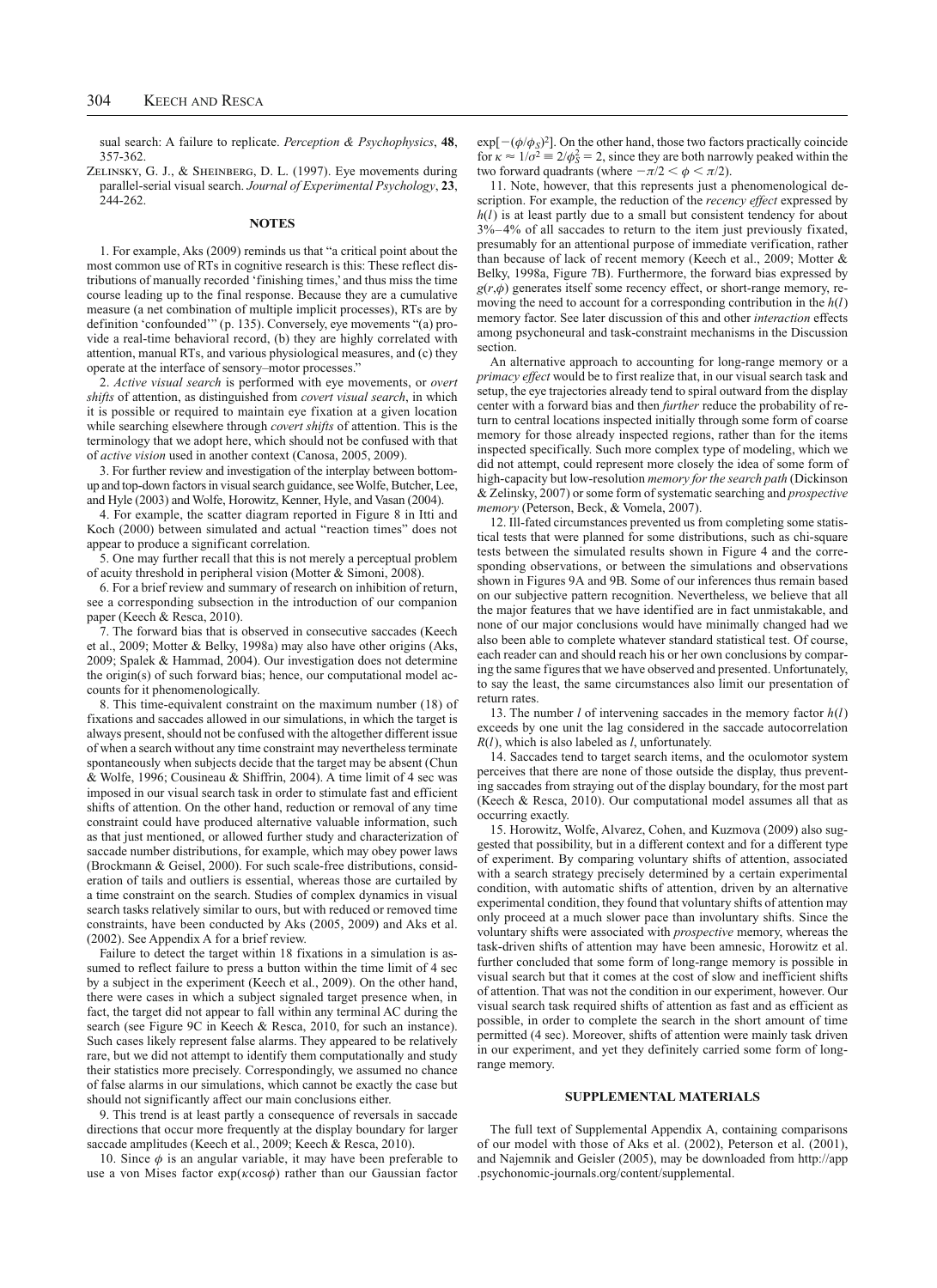sual search: A failure to replicate. *Perception & Psychophysics*, **48**, 357-362.

Zelinsky, G. J., & Sheinberg, D. L. (1997). Eye movements during parallel-serial visual search. *Journal of Experimental Psychology*, **23**, 244-262.

## NOTES

1. For example, Aks (2009) reminds us that "a critical point about the most common use of RTs in cognitive research is this: These reflect distributions of manually recorded 'finishing times,' and thus miss the time course leading up to the final response. Because they are a cumulative measure (a net combination of multiple implicit processes), RTs are by definition 'confounded'" (p. 135). Conversely, eye movements "(a) provide a real-time behavioral record, (b) they are highly correlated with attention, manual RTs, and various physiological measures, and (c) they operate at the interface of sensory–motor processes."

2. *Active visual search* is performed with eye movements, or *overt shifts* of attention, as distinguished from *covert visual search*, in which it is possible or required to maintain eye fixation at a given location while searching elsewhere through *covert shifts* of attention. This is the terminology that we adopt here, which should not be confused with that of *active vision* used in another context (Canosa, 2005, 2009).

3. For further review and investigation of the interplay between bottom-up and top-down factors in visual search guidance, see Wolfe, Butcher, Lee, and Hyle (2003) and Wolfe, Horowitz, Kenner, Hyle, and Vasan (2004).

4. For example, the scatter diagram reported in Figure 8 in Itti and Koch (2000) between simulated and actual "reaction times" does not appear to produce a significant correlation.

5. One may further recall that this is not merely a perceptual problem of acuity threshold in peripheral vision (Motter & Simoni, 2008).

6. For a brief review and summary of research on inhibition of return, see a corresponding subsection in the introduction of our companion paper (Keech & Resca, 2010).

7. The forward bias that is observed in consecutive saccades (Keech et al., 2009; Motter & Belky, 1998a) may also have other origins (Aks, 2009; Spalek & Hammad, 2004). Our investigation does not determine the origin(s) of such forward bias; hence, our computational model accounts for it phenomenologically.

8. This time-equivalent constraint on the maximum number (18) of fixations and saccades allowed in our simulations, in which the target is always present, should not be confused with the altogether different issue of when a search without any time constraint may nevertheless terminate spontaneously when subjects decide that the target may be absent (Chun & Wolfe, 1996; Cousineau & Shiffrin, 2004). A time limit of 4 sec was imposed in our visual search task in order to stimulate fast and efficient shifts of attention. On the other hand, reduction or removal of any time constraint could have produced alternative valuable information, such as that just mentioned, or allowed further study and characterization of saccade number distributions, for example, which may obey power laws (Brockmann & Geisel, 2000). For such scale-free distributions, consideration of tails and outliers is essential, whereas those are curtailed by a time constraint on the search. Studies of complex dynamics in visual search tasks relatively similar to ours, but with reduced or removed time constraints, have been conducted by Aks (2005, 2009) and Aks et al. (2002). See Appendix A for a brief review.

Failure to detect the target within 18 fixations in a simulation is assumed to reflect failure to press a button within the time limit of 4 sec by a subject in the experiment (Keech et al., 2009). On the other hand, there were cases in which a subject signaled target presence when, in fact, the target did not appear to fall within any terminal AC during the search (see Figure 9C in Keech & Resca, 2010, for such an instance). Such cases likely represent false alarms. They appeared to be relatively rare, but we did not attempt to identify them computationally and study their statistics more precisely. Correspondingly, we assumed no chance of false alarms in our simulations, which cannot be exactly the case but should not significantly affect our main conclusions either.

9. This trend is at least partly a consequence of reversals in saccade directions that occur more frequently at the display boundary for larger saccade amplitudes (Keech et al., 2009; Keech & Resca, 2010).

10. Since $\phi$ is an angular variable, it may have been preferable to use a von Mises factor $\exp(\kappa\cos\phi)$ rather than our Gaussian factor $\exp[-(\phi/\phi_S)^2]$. On the other hand, those two factors practically coincide for $\kappa \approx 1/\sigma^2 \equiv 2/\phi_S^2 = 2$, since they are both narrowly peaked within the two forward quadrants (where $-\pi/2 < \phi < \pi/2$).

11. Note, however, that this represents just a phenomenological description. For example, the reduction of the *recency effect* expressed by $h(l)$ is at least partly due to a small but consistent tendency for about 3%–4% of all saccades to return to the item just previously fixated, presumably for an attentional purpose of immediate verification, rather than because of lack of recent memory (Keech et al., 2009; Motter & Belky, 1998a, Figure 7B). Furthermore, the forward bias expressed by $g(r,\phi)$ generates itself some recency effect, or short-range memory, removing the need to account for a corresponding contribution in the $h(l)$ memory factor. See later discussion of this and other *interaction* effects among psychoneural and task-constraint mechanisms in the Discussion section.

An alternative approach to accounting for long-range memory or a *primacy effect* would be to first realize that, in our visual search task and setup, the eye trajectories already tend to spiral outward from the display center with a forward bias and then *further* reduce the probability of return to central locations inspected initially through some form of coarse memory for those already inspected regions, rather than for the items inspected specifically. Such more complex type of modeling, which we did not attempt, could represent more closely the idea of some form of high-capacity but low-resolution *memory for the search path* (Dickinson & Zelinsky, 2007) or some form of systematic searching and *prospective memory* (Peterson, Beck, & Vomela, 2007).

12. Ill-fated circumstances prevented us from completing some statistical tests that were planned for some distributions, such as chi-square tests between the simulated results shown in Figure 4 and the corresponding observations, or between the simulations and observations shown in Figures 9A and 9B. Some of our inferences thus remain based on our subjective pattern recognition. Nevertheless, we believe that all the major features that we have identified are in fact unmistakable, and none of our major conclusions would have minimally changed had we also been able to complete whatever standard statistical test. Of course, each reader can and should reach his or her own conclusions by comparing the same figures that we have observed and presented. Unfortunately, to say the least, the same circumstances also limit our presentation of return rates.

13. The number $l$ of intervening saccades in the memory factor $h(l)$ exceeds by one unit the lag considered in the saccade autocorrelation $R(l)$, which is also labeled as $l$, unfortunately.

14. Saccades tend to target search items, and the oculomotor system perceives that there are none of those outside the display, thus preventing saccades from straying out of the display boundary, for the most part (Keech & Resca, 2010). Our computational model assumes all that as occurring exactly.

15. Horowitz, Wolfe, Alvarez, Cohen, and Kuzmova (2009) also suggested that possibility, but in a different context and for a different type of experiment. By comparing voluntary shifts of attention, associated with a search strategy precisely determined by a certain experimental condition, with automatic shifts of attention, driven by an alternative experimental condition, they found that voluntary shifts of attention may only proceed at a much slower pace than involuntary shifts. Since the voluntary shifts were associated with *prospective* memory, whereas the task-driven shifts of attention may have been amnesic, Horowitz et al. further concluded that some form of long-range memory is possible in visual search but that it comes at the cost of slow and inefficient shifts of attention. That was not the condition in our experiment, however. Our visual search task required shifts of attention as fast and as efficient as possible, in order to complete the search in the short amount of time permitted (4 sec). Moreover, shifts of attention were mainly task driven in our experiment, and yet they definitely carried some form of long-range memory.

## SUPPLEMENTAL MATERIALS

The full text of Supplemental Appendix A, containing comparisons of our model with those of Aks et al. (2002), Peterson et al. (2001), and Najemnik and Geisler (2005), may be downloaded from http://app.psychonomic-journals.org/content/supplemental.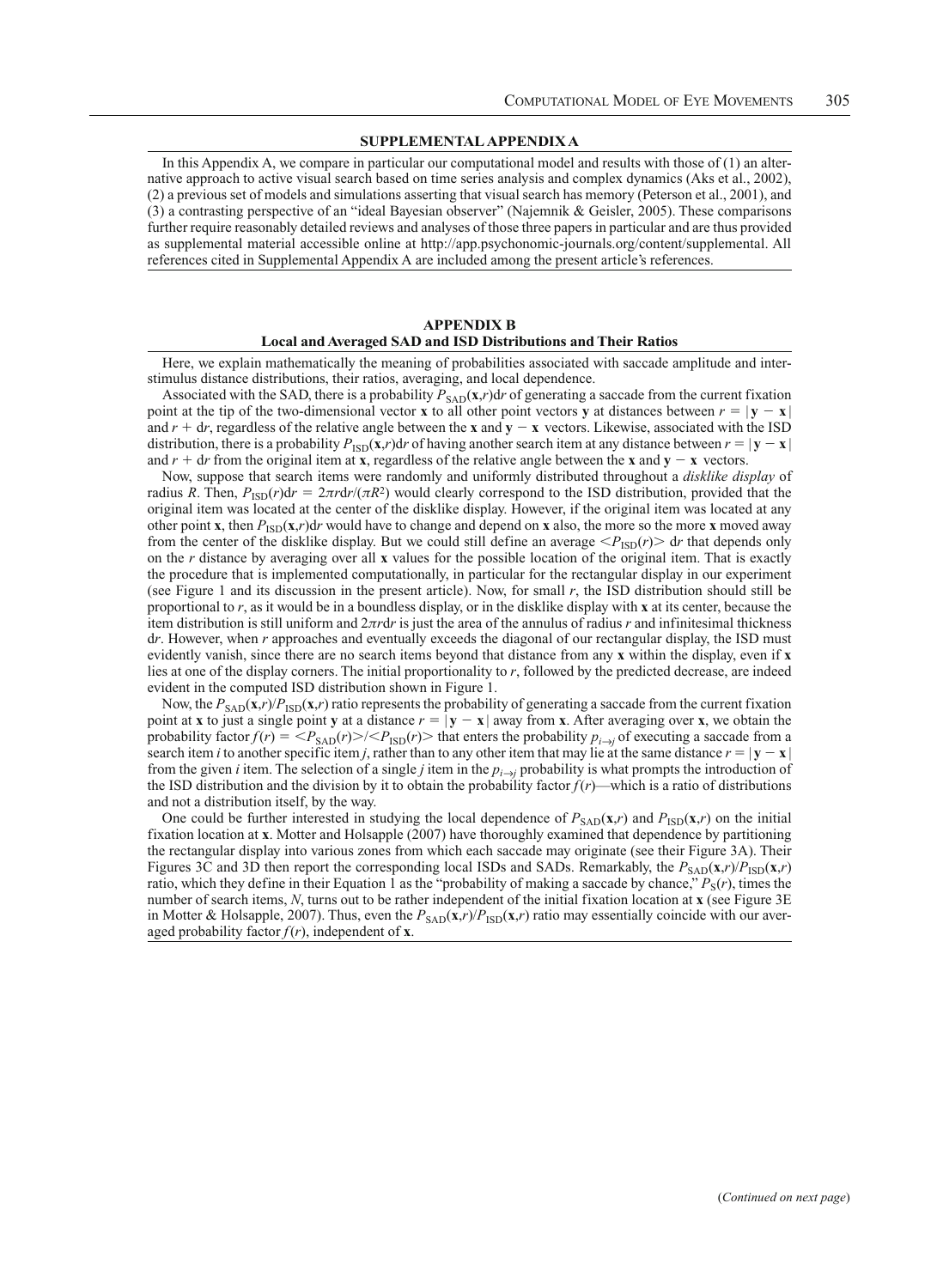## SUPPLEMENTAL APPENDIX A

In this Appendix A, we compare in particular our computational model and results with those of (1) an alternative approach to active visual search based on time series analysis and complex dynamics (Aks et al., 2002), (2) a previous set of models and simulations asserting that visual search has memory (Peterson et al., 2001), and (3) a contrasting perspective of an "ideal Bayesian observer" (Najemnik & Geisler, 2005). These comparisons further require reasonably detailed reviews and analyses of those three papers in particular and are thus provided as supplemental material accessible online at http://app.psychonomic-journals.org/content/supplemental. All references cited in Supplemental Appendix A are included among the present article's references.

## APPENDIX B
### Local and Averaged SAD and ISD Distributions and Their Ratios

Here, we explain mathematically the meaning of probabilities associated with saccade amplitude and interstimulus distance distributions, their ratios, averaging, and local dependence.

Associated with the SAD, there is a probability $P_{\text{SAD}}(\mathbf{x},r)\mathrm{d}r$ of generating a saccade from the current fixation point at the tip of the two-dimensional vector $\mathbf{x}$ to all other point vectors $\mathbf{y}$ at distances between $r = |\mathbf{y} - \mathbf{x}|$ and $r + \mathrm{d}r$, regardless of the relative angle between the $\mathbf{x}$ and $\mathbf{y} - \mathbf{x}$ vectors. Likewise, associated with the ISD distribution, there is a probability $P_{\text{ISD}}(\mathbf{x},r)\mathrm{d}r$ of having another search item at any distance between $r = |\mathbf{y} - \mathbf{x}|$ and $r + \mathrm{d}r$ from the original item at $\mathbf{x}$, regardless of the relative angle between the $\mathbf{x}$ and $\mathbf{y} - \mathbf{x}$ vectors.

Now, suppose that search items were randomly and uniformly distributed throughout a *disklike display* of radius $R$. Then, $P_{\text{ISD}}(r)\mathrm{d}r = 2\pi r\mathrm{d}r/(\pi R^2)$ would clearly correspond to the ISD distribution, provided that the original item was located at the center of the disklike display. However, if the original item was located at any other point $\mathbf{x}$, then $P_{\text{ISD}}(\mathbf{x},r)\mathrm{d}r$ would have to change and depend on $\mathbf{x}$ also, the more so the more $\mathbf{x}$ moved away from the center of the disklike display. But we could still define an average $<P_{\text{ISD}}(r)>\mathrm{d}r$ that depends only on the $r$ distance by averaging over all $\mathbf{x}$ values for the possible location of the original item. That is exactly the procedure that is implemented computationally, in particular for the rectangular display in our experiment (see Figure 1 and its discussion in the present article). Now, for small $r$, the ISD distribution should still be proportional to $r$, as it would be in a boundless display, or in the disklike display with $\mathbf{x}$ at its center, because the item distribution is still uniform and $2\pi r\mathrm{d}r$ is just the area of the annulus of radius $r$ and infinitesimal thickness $\mathrm{d}r$. However, when $r$ approaches and eventually exceeds the diagonal of our rectangular display, the ISD must evidently vanish, since there are no search items beyond that distance from any $\mathbf{x}$ within the display, even if $\mathbf{x}$ lies at one of the display corners. The initial proportionality to $r$, followed by the predicted decrease, are indeed evident in the computed ISD distribution shown in Figure 1.

Now, the $P_{\text{SAD}}(\mathbf{x},r)/P_{\text{ISD}}(\mathbf{x},r)$ ratio represents the probability of generating a saccade from the current fixation point at $\mathbf{x}$ to just a single point $\mathbf{y}$ at a distance $r = |\mathbf{y} - \mathbf{x}|$ away from $\mathbf{x}$. After averaging over $\mathbf{x}$, we obtain the probability factor $f(r) = <P_{\text{SAD}}(r)>/<P_{\text{ISD}}(r)>$ that enters the probability $p_{i\to j}$ of executing a saccade from a search item $i$ to another specific item $j$, rather than to any other item that may lie at the same distance $r = |\mathbf{y} - \mathbf{x}|$ from the given $i$ item. The selection of a single $j$ item in the $p_{i\to j}$ probability is what prompts the introduction of the ISD distribution and the division by it to obtain the probability factor $f(r)$—which is a ratio of distributions and not a distribution itself, by the way.

One could be further interested in studying the local dependence of $P_{\text{SAD}}(\mathbf{x},r)$ and $P_{\text{ISD}}(\mathbf{x},r)$ on the initial fixation location at $\mathbf{x}$. Motter and Holsapple (2007) have thoroughly examined that dependence by partitioning the rectangular display into various zones from which each saccade may originate (see their Figure 3A). Their Figures 3C and 3D then report the corresponding local ISDs and SADs. Remarkably, the $P_{\text{SAD}}(\mathbf{x},r)/P_{\text{ISD}}(\mathbf{x},r)$ ratio, which they define in their Equation 1 as the "probability of making a saccade by chance," $P_{\text{S}}(r)$, times the number of search items, $N$, turns out to be rather independent of the initial fixation location at $\mathbf{x}$ (see Figure 3E in Motter & Holsapple, 2007). Thus, even the $P_{\text{SAD}}(\mathbf{x},r)/P_{\text{ISD}}(\mathbf{x},r)$ ratio may essentially coincide with our averaged probability factor $f(r)$, independent of $\mathbf{x}$.

(*Continued on next page*)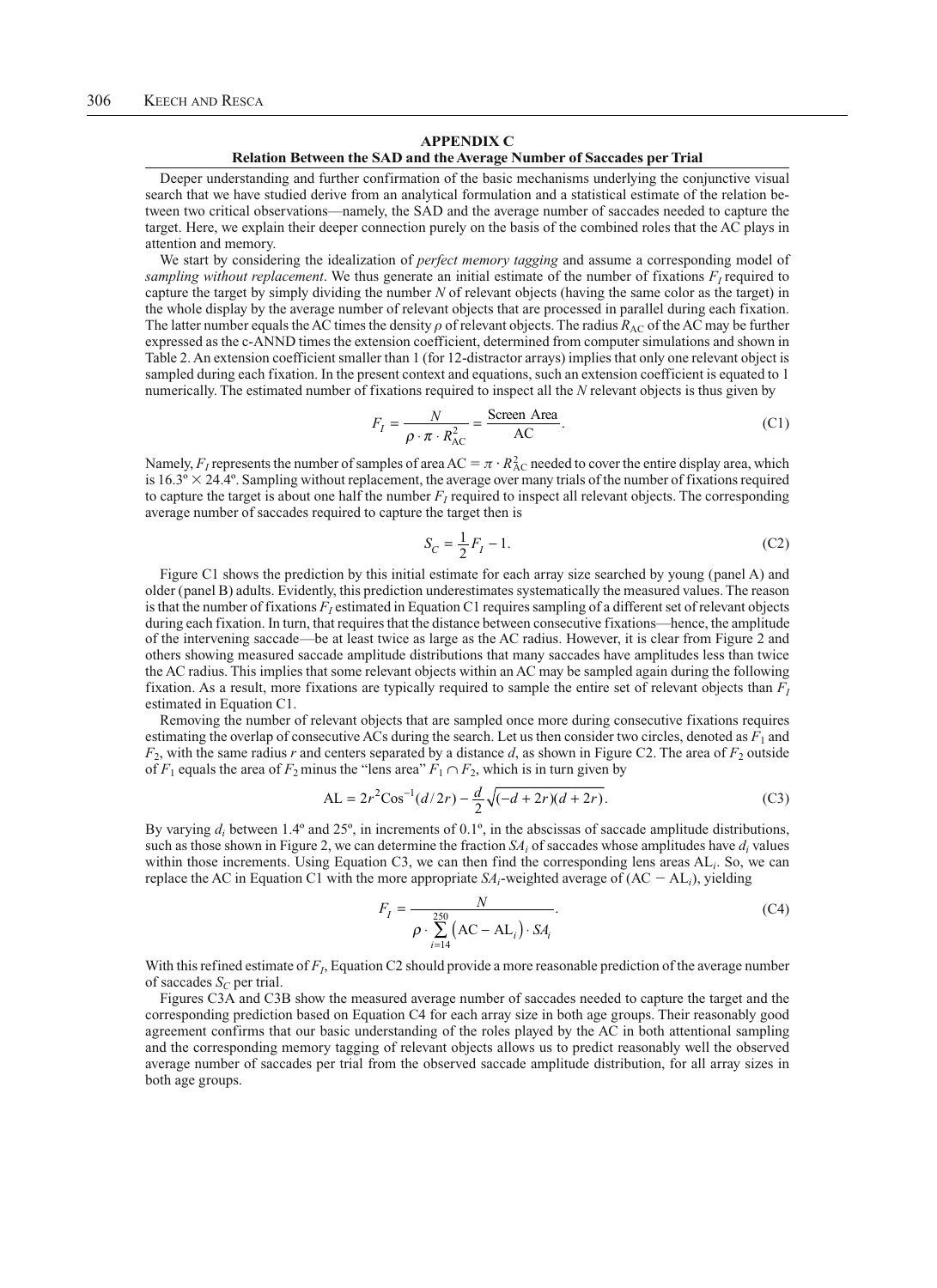## APPENDIX C

### Relation Between the SAD and the Average Number of Saccades per Trial

Deeper understanding and further confirmation of the basic mechanisms underlying the conjunctive visual search that we have studied derive from an analytical formulation and a statistical estimate of the relation between two critical observations—namely, the SAD and the average number of saccades needed to capture the target. Here, we explain their deeper connection purely on the basis of the combined roles that the AC plays in attention and memory.

We start by considering the idealization of *perfect memory tagging* and assume a corresponding model of *sampling without replacement*. We thus generate an initial estimate of the number of fixations $F_I$ required to capture the target by simply dividing the number $N$ of relevant objects (having the same color as the target) in the whole display by the average number of relevant objects that are processed in parallel during each fixation. The latter number equals the AC times the density $\rho$ of relevant objects. The radius $R_{\mathrm{AC}}$ of the AC may be further expressed as the c-ANND times the extension coefficient, determined from computer simulations and shown in Table 2. An extension coefficient smaller than 1 (for 12-distractor arrays) implies that only one relevant object is sampled during each fixation. In the present context and equations, such an extension coefficient is equated to 1 numerically. The estimated number of fixations required to inspect all the $N$ relevant objects is thus given by

$$F_I = \frac{N}{\rho \cdot \pi \cdot R_{\mathrm{AC}}^2} = \frac{\text{Screen Area}}{\mathrm{AC}}. \tag{C1}$$

Namely, $F_I$ represents the number of samples of area $\mathrm{AC} = \pi \cdot R_{\mathrm{AC}}^2$ needed to cover the entire display area, which is 16.3º × 24.4º. Sampling without replacement, the average over many trials of the number of fixations required to capture the target is about one half the number $F_I$ required to inspect all relevant objects. The corresponding average number of saccades required to capture the target then is

$$S_C = \frac{1}{2} F_I - 1. \tag{C2}$$

Figure C1 shows the prediction by this initial estimate for each array size searched by young (panel A) and older (panel B) adults. Evidently, this prediction underestimates systematically the measured values. The reason is that the number of fixations $F_I$ estimated in Equation C1 requires sampling of a different set of relevant objects during each fixation. In turn, that requires that the distance between consecutive fixations—hence, the amplitude of the intervening saccade—be at least twice as large as the AC radius. However, it is clear from Figure 2 and others showing measured saccade amplitude distributions that many saccades have amplitudes less than twice the AC radius. This implies that some relevant objects within an AC may be sampled again during the following fixation. As a result, more fixations are typically required to sample the entire set of relevant objects than $F_I$ estimated in Equation C1.

Removing the number of relevant objects that are sampled once more during consecutive fixations requires estimating the overlap of consecutive ACs during the search. Let us then consider two circles, denoted as $F_1$ and $F_2$, with the same radius $r$ and centers separated by a distance $d$, as shown in Figure C2. The area of $F_2$ outside of $F_1$ equals the area of $F_2$ minus the "lens area" $F_1 \cap F_2$, which is in turn given by

$$\mathrm{AL} = 2r^2 \mathrm{Cos}^{-1}(d/2r) - \frac{d}{2}\sqrt{(-d+2r)(d+2r)}. \tag{C3}$$

By varying $d_i$ between 1.4º and 25º, in increments of 0.1º, in the abscissas of saccade amplitude distributions, such as those shown in Figure 2, we can determine the fraction $SA_i$ of saccades whose amplitudes have $d_i$ values within those increments. Using Equation C3, we can then find the corresponding lens areas $\mathrm{AL}_i$. So, we can replace the AC in Equation C1 with the more appropriate $SA_i$-weighted average of $(\mathrm{AC} - \mathrm{AL}_i)$, yielding

$$F_I = \frac{N}{\rho \cdot \sum_{i=14}^{250} \left(\mathrm{AC} - \mathrm{AL}_i\right) \cdot SA_i}. \tag{C4}$$

With this refined estimate of $F_I$, Equation C2 should provide a more reasonable prediction of the average number of saccades $S_C$ per trial.

Figures C3A and C3B show the measured average number of saccades needed to capture the target and the corresponding prediction based on Equation C4 for each array size in both age groups. Their reasonably good agreement confirms that our basic understanding of the roles played by the AC in both attentional sampling and the corresponding memory tagging of relevant objects allows us to predict reasonably well the observed average number of saccades per trial from the observed saccade amplitude distribution, for all array sizes in both age groups.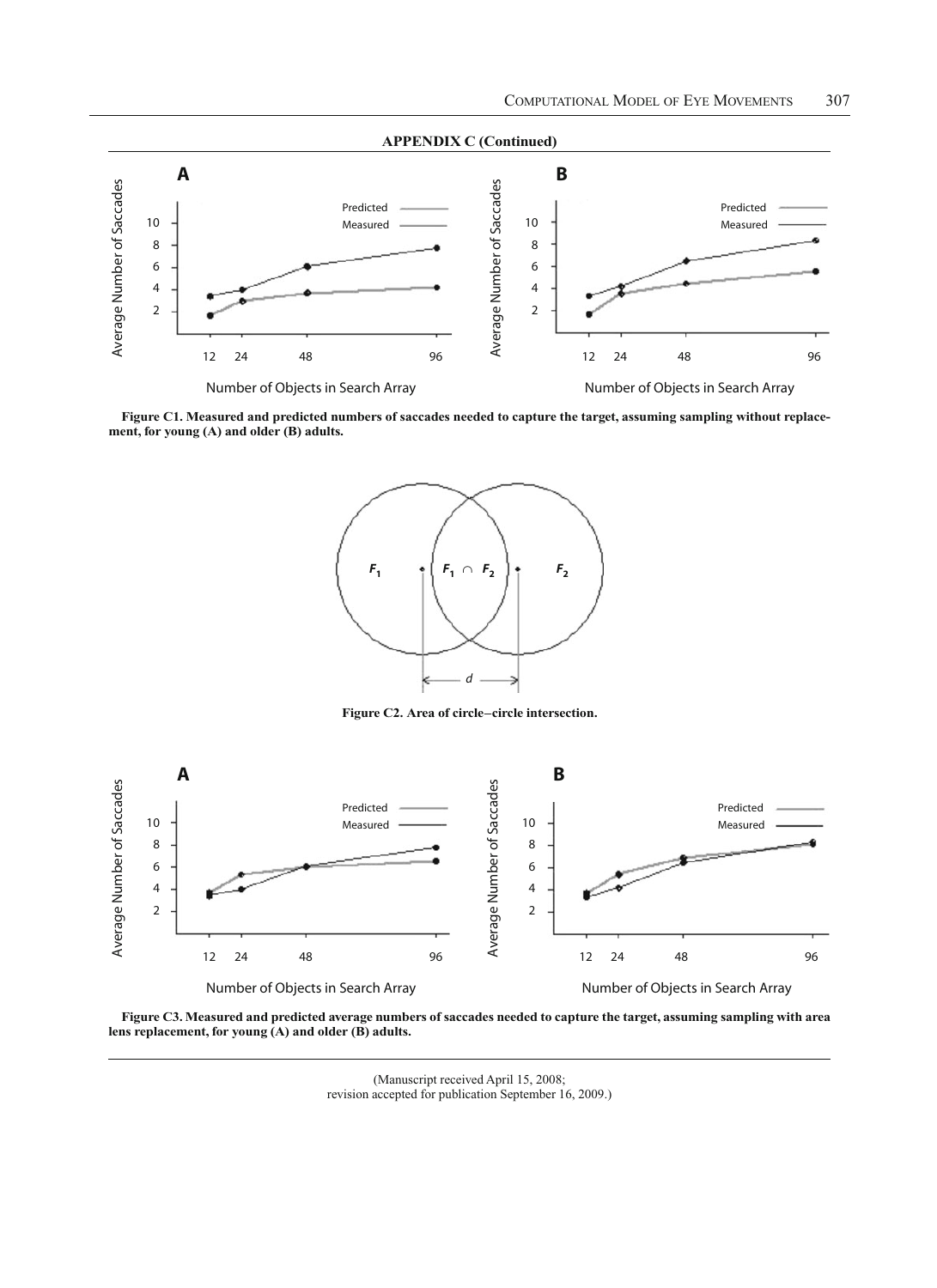**APPENDIX C (Continued)**

A

Average Number of Saccades

Predicted

Measured

10

8

6

4

2

12 24 48 96

Number of Objects in Search Array

B

Average Number of Saccades

Predicted

Measured

10

8

6

4

2

12 24 48 96

Number of Objects in Search Array

**Figure C1. Measured and predicted numbers of saccades needed to capture the target, assuming sampling without replacement, for young (A) and older (B) adults.**

$F_1$

$F_1 \cap F_2$

$F_2$

$d$

**Figure C2. Area of circle–circle intersection.**

A

Average Number of Saccades

Predicted

Measured

10

8

6

4

2

12 24 48 96

Number of Objects in Search Array

B

Average Number of Saccades

Predicted

Measured

10

8

6

4

2

12 24 48 96

Number of Objects in Search Array

**Figure C3. Measured and predicted average numbers of saccades needed to capture the target, assuming sampling with area lens replacement, for young (A) and older (B) adults.**

(Manuscript received April 15, 2008;
revision accepted for publication September 16, 2009.)